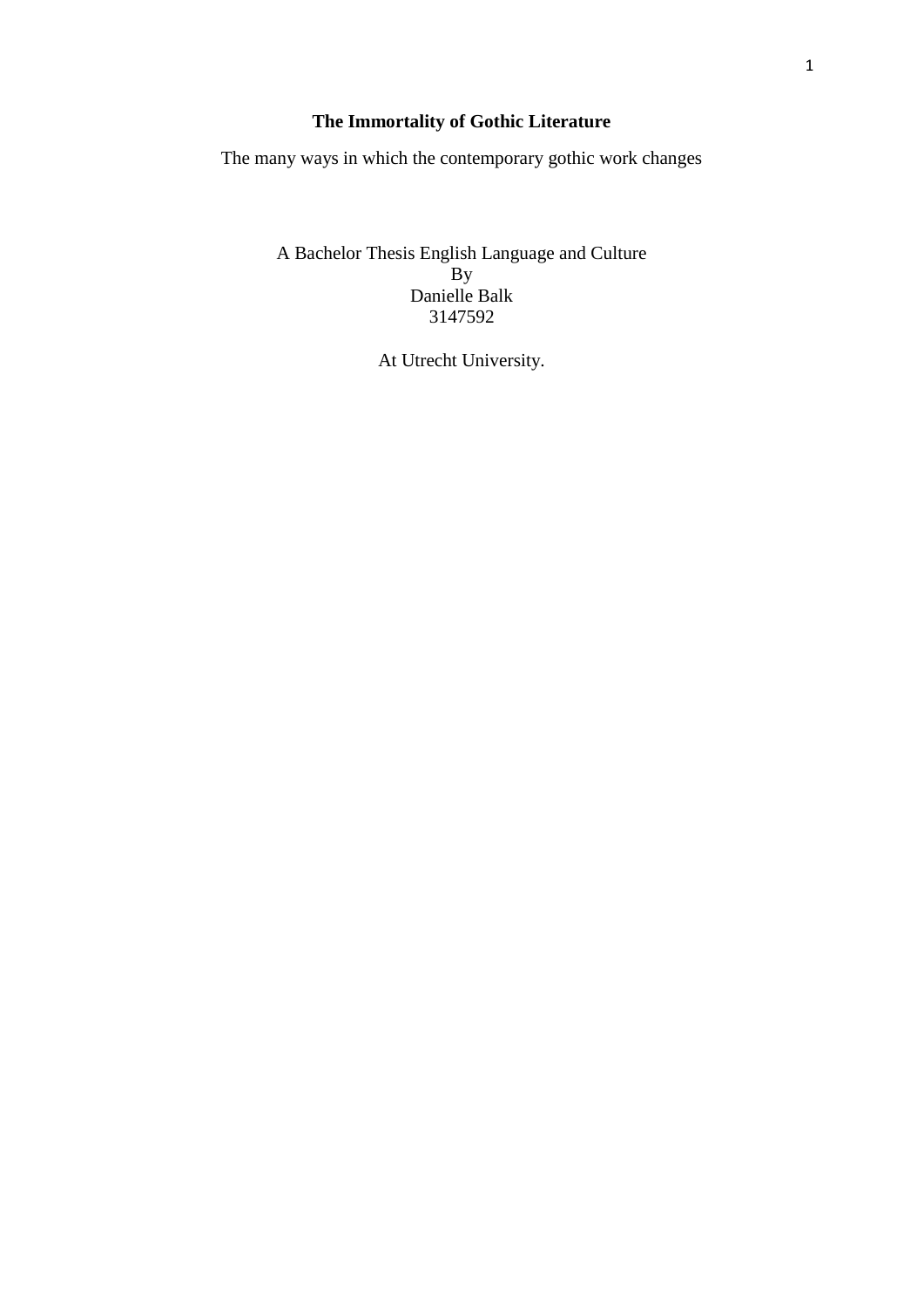# The Immortality of Gothic Literature

The many ways in which the contemporary gothic work changes

A Bachelor Thesis English Language and Culture
By
Danielle Balk
3147592

At Utrecht University.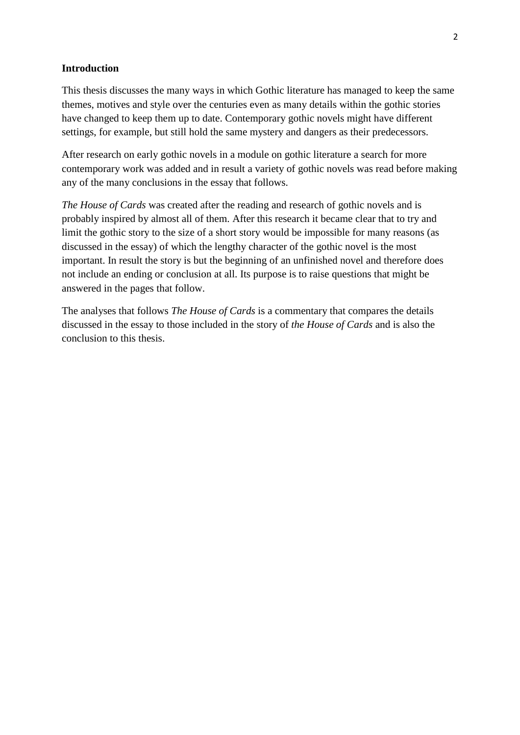**Introduction**

This thesis discusses the many ways in which Gothic literature has managed to keep the same themes, motives and style over the centuries even as many details within the gothic stories have changed to keep them up to date. Contemporary gothic novels might have different settings, for example, but still hold the same mystery and dangers as their predecessors.

After research on early gothic novels in a module on gothic literature a search for more contemporary work was added and in result a variety of gothic novels was read before making any of the many conclusions in the essay that follows.

*The House of Cards* was created after the reading and research of gothic novels and is probably inspired by almost all of them. After this research it became clear that to try and limit the gothic story to the size of a short story would be impossible for many reasons (as discussed in the essay) of which the lengthy character of the gothic novel is the most important. In result the story is but the beginning of an unfinished novel and therefore does not include an ending or conclusion at all. Its purpose is to raise questions that might be answered in the pages that follow.

The analyses that follows *The House of Cards* is a commentary that compares the details discussed in the essay to those included in the story of *the House of Cards* and is also the conclusion to this thesis.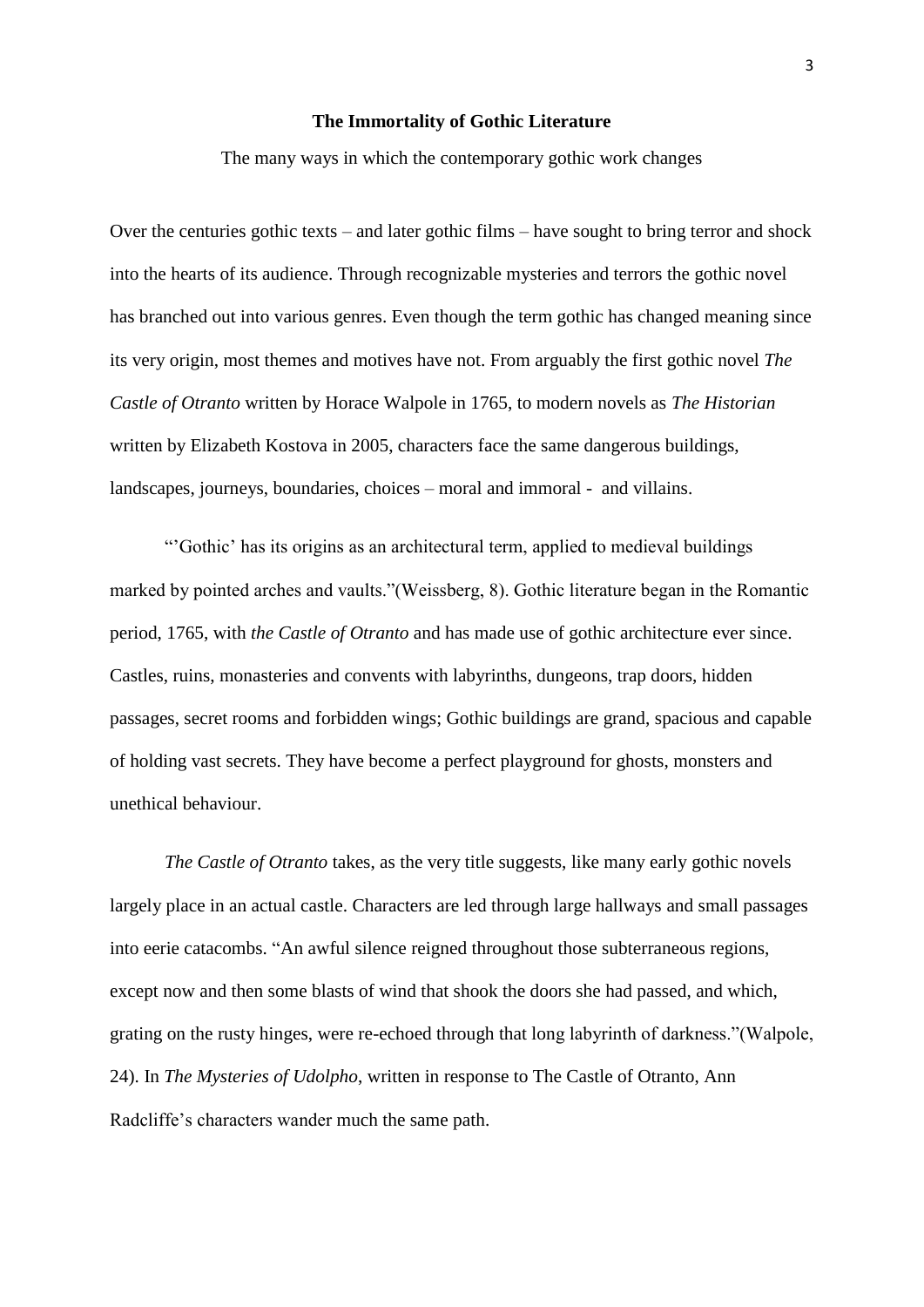**The Immortality of Gothic Literature**

The many ways in which the contemporary gothic work changes

Over the centuries gothic texts – and later gothic films – have sought to bring terror and shock into the hearts of its audience. Through recognizable mysteries and terrors the gothic novel has branched out into various genres. Even though the term gothic has changed meaning since its very origin, most themes and motives have not. From arguably the first gothic novel *The Castle of Otranto* written by Horace Walpole in 1765, to modern novels as *The Historian* written by Elizabeth Kostova in 2005, characters face the same dangerous buildings, landscapes, journeys, boundaries, choices – moral and immoral - and villains.

"'Gothic' has its origins as an architectural term, applied to medieval buildings marked by pointed arches and vaults."(Weissberg, 8). Gothic literature began in the Romantic period, 1765, with *the Castle of Otranto* and has made use of gothic architecture ever since. Castles, ruins, monasteries and convents with labyrinths, dungeons, trap doors, hidden passages, secret rooms and forbidden wings; Gothic buildings are grand, spacious and capable of holding vast secrets. They have become a perfect playground for ghosts, monsters and unethical behaviour.

*The Castle of Otranto* takes, as the very title suggests, like many early gothic novels largely place in an actual castle. Characters are led through large hallways and small passages into eerie catacombs. "An awful silence reigned throughout those subterraneous regions, except now and then some blasts of wind that shook the doors she had passed, and which, grating on the rusty hinges, were re-echoed through that long labyrinth of darkness."(Walpole, 24). In *The Mysteries of Udolpho*, written in response to The Castle of Otranto, Ann Radcliffe's characters wander much the same path.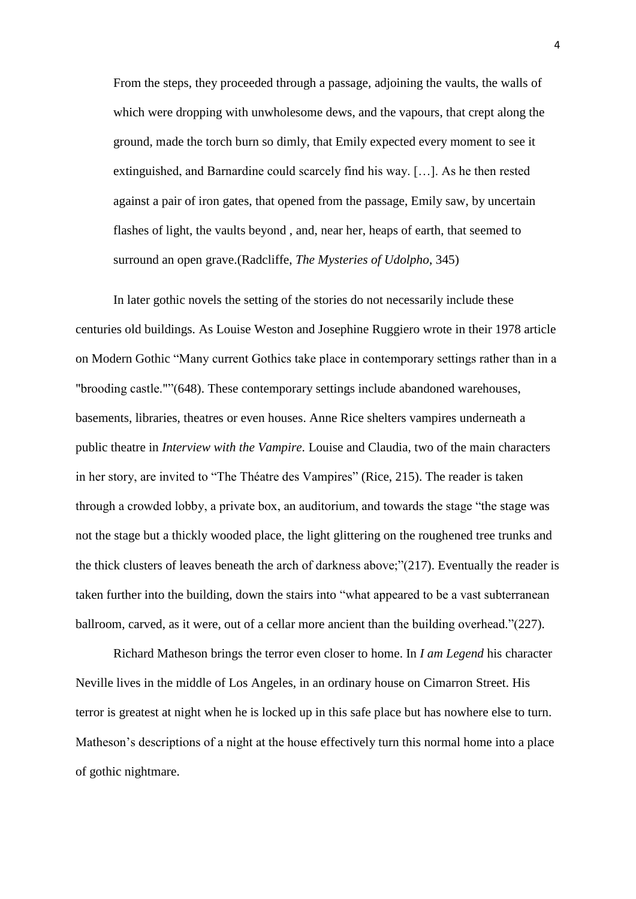> From the steps, they proceeded through a passage, adjoining the vaults, the walls of which were dropping with unwholesome dews, and the vapours, that crept along the ground, made the torch burn so dimly, that Emily expected every moment to see it extinguished, and Barnardine could scarcely find his way. […]. As he then rested against a pair of iron gates, that opened from the passage, Emily saw, by uncertain flashes of light, the vaults beyond , and, near her, heaps of earth, that seemed to surround an open grave.(Radcliffe, *The Mysteries of Udolpho*, 345)

In later gothic novels the setting of the stories do not necessarily include these centuries old buildings. As Louise Weston and Josephine Ruggiero wrote in their 1978 article on Modern Gothic "Many current Gothics take place in contemporary settings rather than in a "brooding castle.""(648). These contemporary settings include abandoned warehouses, basements, libraries, theatres or even houses. Anne Rice shelters vampires underneath a public theatre in *Interview with the Vampire.* Louise and Claudia, two of the main characters in her story, are invited to "The Théatre des Vampires" (Rice, 215). The reader is taken through a crowded lobby, a private box, an auditorium, and towards the stage "the stage was not the stage but a thickly wooded place, the light glittering on the roughened tree trunks and the thick clusters of leaves beneath the arch of darkness above;"(217). Eventually the reader is taken further into the building, down the stairs into "what appeared to be a vast subterranean ballroom, carved, as it were, out of a cellar more ancient than the building overhead."(227).

Richard Matheson brings the terror even closer to home. In *I am Legend* his character Neville lives in the middle of Los Angeles, in an ordinary house on Cimarron Street. His terror is greatest at night when he is locked up in this safe place but has nowhere else to turn. Matheson's descriptions of a night at the house effectively turn this normal home into a place of gothic nightmare.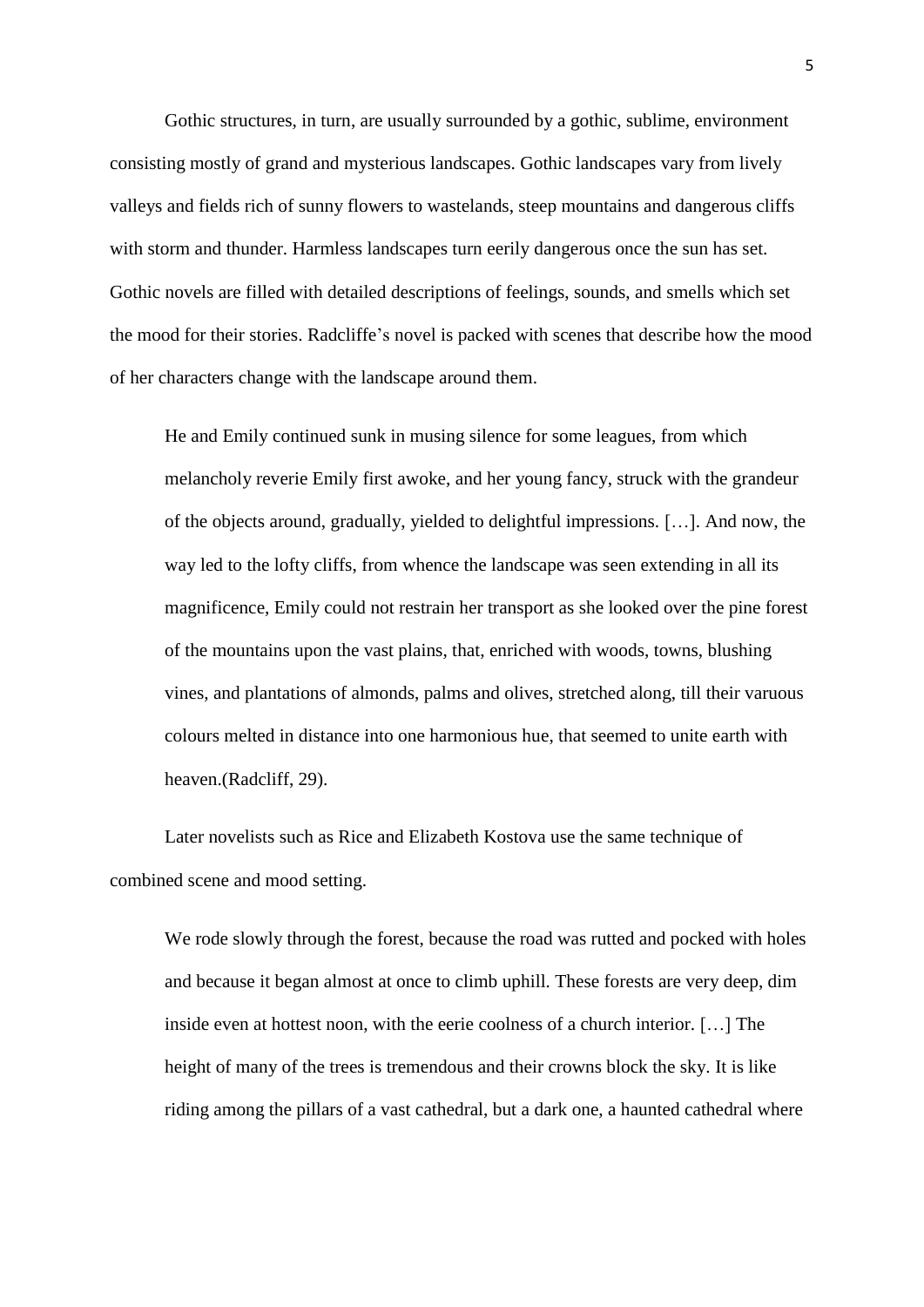Gothic structures, in turn, are usually surrounded by a gothic, sublime, environment consisting mostly of grand and mysterious landscapes. Gothic landscapes vary from lively valleys and fields rich of sunny flowers to wastelands, steep mountains and dangerous cliffs with storm and thunder. Harmless landscapes turn eerily dangerous once the sun has set. Gothic novels are filled with detailed descriptions of feelings, sounds, and smells which set the mood for their stories. Radcliffe's novel is packed with scenes that describe how the mood of her characters change with the landscape around them.

> He and Emily continued sunk in musing silence for some leagues, from which melancholy reverie Emily first awoke, and her young fancy, struck with the grandeur of the objects around, gradually, yielded to delightful impressions. […]. And now, the way led to the lofty cliffs, from whence the landscape was seen extending in all its magnificence, Emily could not restrain her transport as she looked over the pine forest of the mountains upon the vast plains, that, enriched with woods, towns, blushing vines, and plantations of almonds, palms and olives, stretched along, till their varuous colours melted in distance into one harmonious hue, that seemed to unite earth with heaven.(Radcliff, 29).

Later novelists such as Rice and Elizabeth Kostova use the same technique of combined scene and mood setting.

> We rode slowly through the forest, because the road was rutted and pocked with holes and because it began almost at once to climb uphill. These forests are very deep, dim inside even at hottest noon, with the eerie coolness of a church interior. […] The height of many of the trees is tremendous and their crowns block the sky. It is like riding among the pillars of a vast cathedral, but a dark one, a haunted cathedral where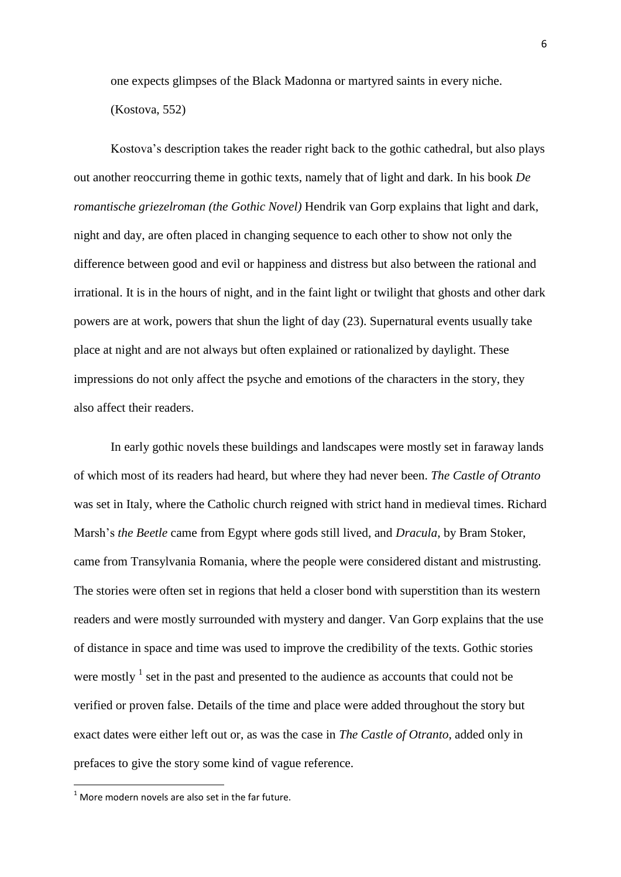one expects glimpses of the Black Madonna or martyred saints in every niche. (Kostova, 552)

Kostova's description takes the reader right back to the gothic cathedral, but also plays out another reoccurring theme in gothic texts, namely that of light and dark. In his book *De romantische griezelroman (the Gothic Novel)* Hendrik van Gorp explains that light and dark, night and day, are often placed in changing sequence to each other to show not only the difference between good and evil or happiness and distress but also between the rational and irrational. It is in the hours of night, and in the faint light or twilight that ghosts and other dark powers are at work, powers that shun the light of day (23). Supernatural events usually take place at night and are not always but often explained or rationalized by daylight. These impressions do not only affect the psyche and emotions of the characters in the story, they also affect their readers.

In early gothic novels these buildings and landscapes were mostly set in faraway lands of which most of its readers had heard, but where they had never been. *The Castle of Otranto* was set in Italy, where the Catholic church reigned with strict hand in medieval times. Richard Marsh's *the Beetle* came from Egypt where gods still lived, and *Dracula*, by Bram Stoker, came from Transylvania Romania, where the people were considered distant and mistrusting. The stories were often set in regions that held a closer bond with superstition than its western readers and were mostly surrounded with mystery and danger. Van Gorp explains that the use of distance in space and time was used to improve the credibility of the texts. Gothic stories were mostly [1] set in the past and presented to the audience as accounts that could not be verified or proven false. Details of the time and place were added throughout the story but exact dates were either left out or, as was the case in *The Castle of Otranto*, added only in prefaces to give the story some kind of vague reference.

[1] More modern novels are also set in the far future.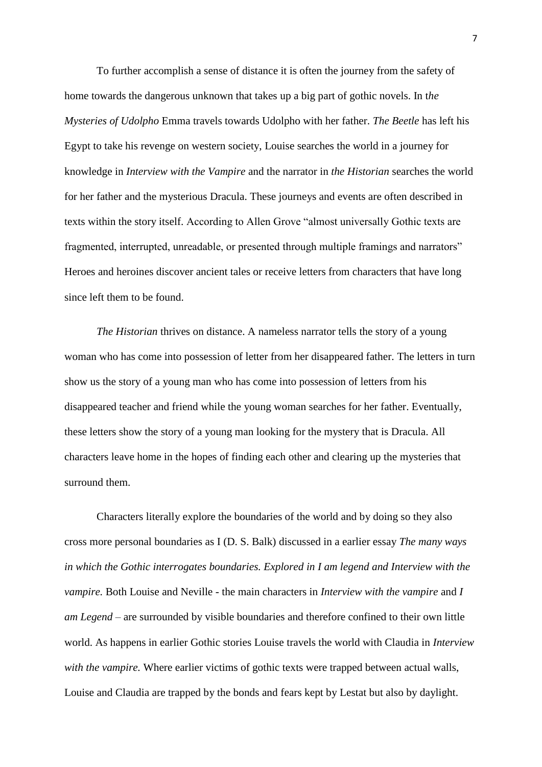To further accomplish a sense of distance it is often the journey from the safety of home towards the dangerous unknown that takes up a big part of gothic novels. In t*he Mysteries of Udolpho* Emma travels towards Udolpho with her father. *The Beetle* has left his Egypt to take his revenge on western society, Louise searches the world in a journey for knowledge in *Interview with the Vampire* and the narrator in *the Historian* searches the world for her father and the mysterious Dracula. These journeys and events are often described in texts within the story itself. According to Allen Grove "almost universally Gothic texts are fragmented, interrupted, unreadable, or presented through multiple framings and narrators" Heroes and heroines discover ancient tales or receive letters from characters that have long since left them to be found.

*The Historian* thrives on distance. A nameless narrator tells the story of a young woman who has come into possession of letter from her disappeared father. The letters in turn show us the story of a young man who has come into possession of letters from his disappeared teacher and friend while the young woman searches for her father. Eventually, these letters show the story of a young man looking for the mystery that is Dracula. All characters leave home in the hopes of finding each other and clearing up the mysteries that surround them.

Characters literally explore the boundaries of the world and by doing so they also cross more personal boundaries as I (D. S. Balk) discussed in a earlier essay *The many ways in which the Gothic interrogates boundaries. Explored in I am legend and Interview with the vampire.* Both Louise and Neville - the main characters in *Interview with the vampire* and *I am Legend* – are surrounded by visible boundaries and therefore confined to their own little world. As happens in earlier Gothic stories Louise travels the world with Claudia in *Interview with the vampire.* Where earlier victims of gothic texts were trapped between actual walls, Louise and Claudia are trapped by the bonds and fears kept by Lestat but also by daylight.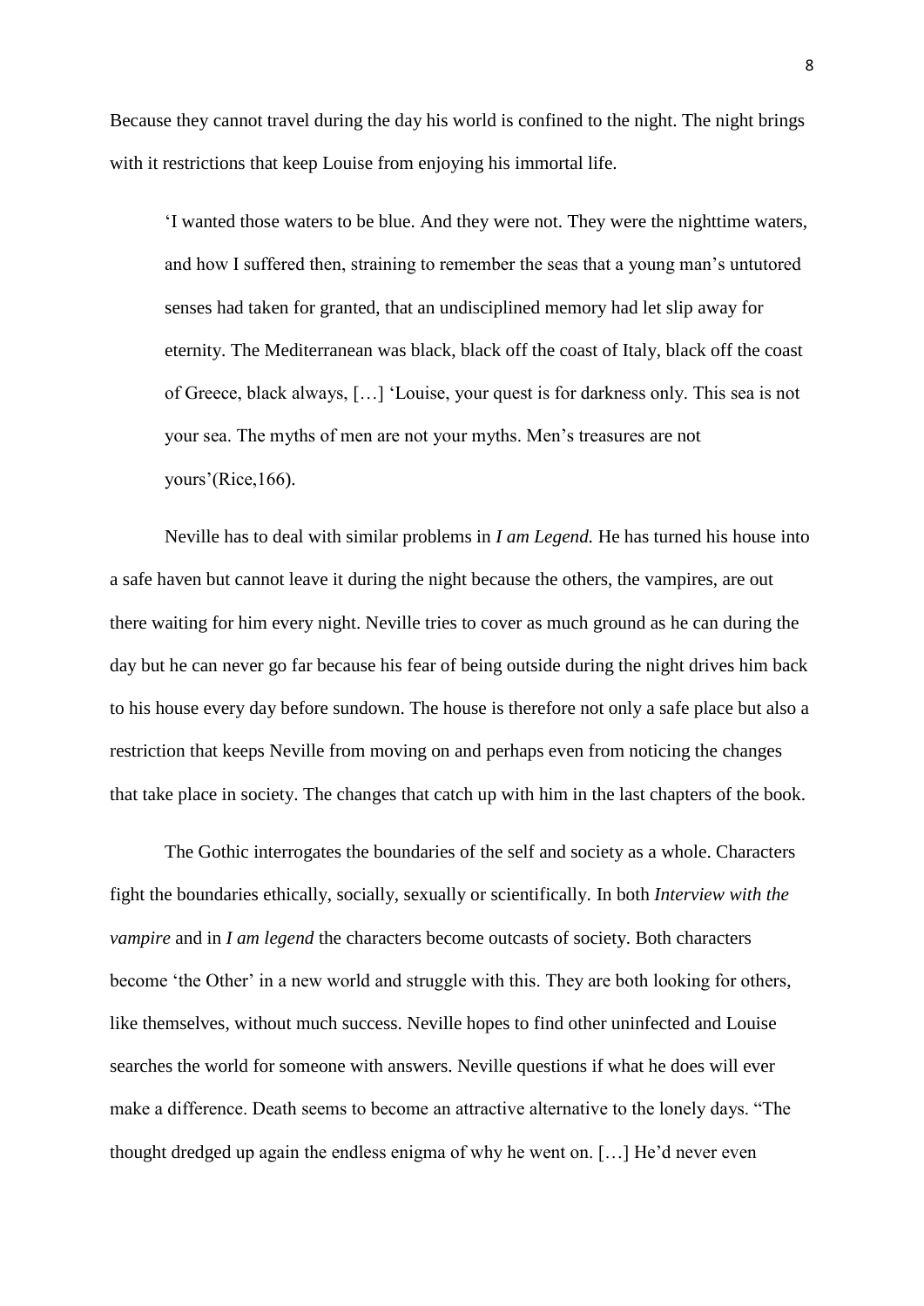Because they cannot travel during the day his world is confined to the night. The night brings with it restrictions that keep Louise from enjoying his immortal life.

> 'I wanted those waters to be blue. And they were not. They were the nighttime waters, and how I suffered then, straining to remember the seas that a young man's untutored senses had taken for granted, that an undisciplined memory had let slip away for eternity. The Mediterranean was black, black off the coast of Italy, black off the coast of Greece, black always, […] 'Louise, your quest is for darkness only. This sea is not your sea. The myths of men are not your myths. Men's treasures are not yours'(Rice,166).

Neville has to deal with similar problems in *I am Legend.* He has turned his house into a safe haven but cannot leave it during the night because the others, the vampires, are out there waiting for him every night. Neville tries to cover as much ground as he can during the day but he can never go far because his fear of being outside during the night drives him back to his house every day before sundown. The house is therefore not only a safe place but also a restriction that keeps Neville from moving on and perhaps even from noticing the changes that take place in society. The changes that catch up with him in the last chapters of the book.

The Gothic interrogates the boundaries of the self and society as a whole. Characters fight the boundaries ethically, socially, sexually or scientifically. In both *Interview with the vampire* and in *I am legend* the characters become outcasts of society. Both characters become 'the Other' in a new world and struggle with this. They are both looking for others, like themselves, without much success. Neville hopes to find other uninfected and Louise searches the world for someone with answers. Neville questions if what he does will ever make a difference. Death seems to become an attractive alternative to the lonely days. "The thought dredged up again the endless enigma of why he went on. […] He'd never even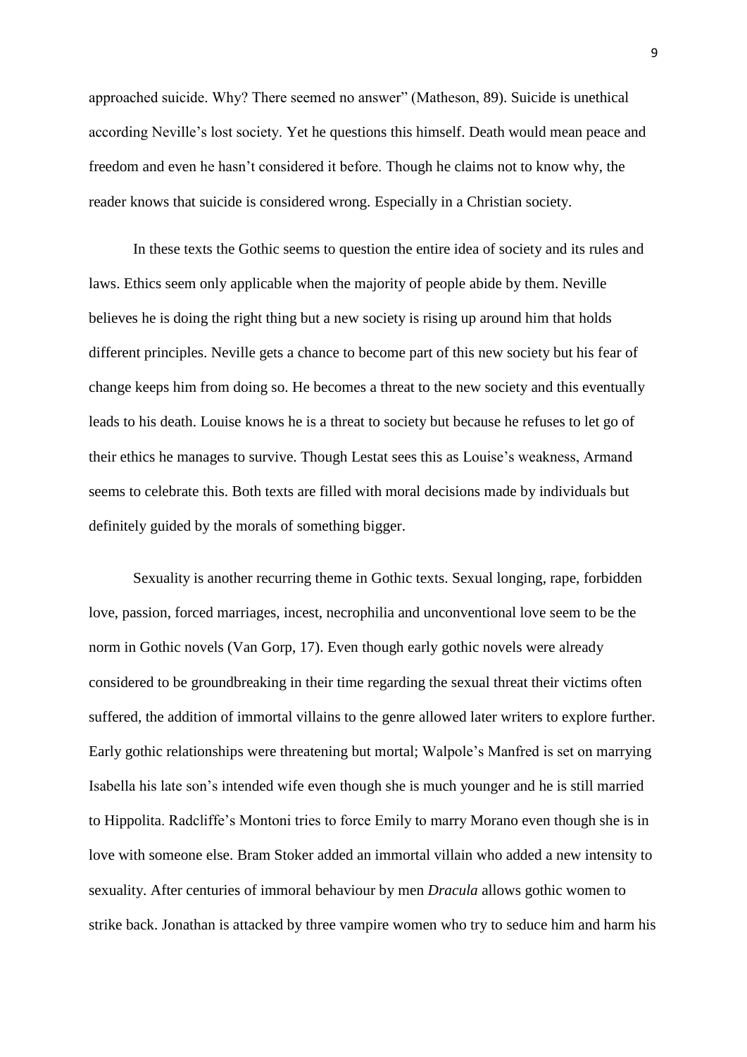approached suicide. Why? There seemed no answer" (Matheson, 89). Suicide is unethical according Neville's lost society. Yet he questions this himself. Death would mean peace and freedom and even he hasn't considered it before. Though he claims not to know why, the reader knows that suicide is considered wrong. Especially in a Christian society.

In these texts the Gothic seems to question the entire idea of society and its rules and laws. Ethics seem only applicable when the majority of people abide by them. Neville believes he is doing the right thing but a new society is rising up around him that holds different principles. Neville gets a chance to become part of this new society but his fear of change keeps him from doing so. He becomes a threat to the new society and this eventually leads to his death. Louise knows he is a threat to society but because he refuses to let go of their ethics he manages to survive. Though Lestat sees this as Louise's weakness, Armand seems to celebrate this. Both texts are filled with moral decisions made by individuals but definitely guided by the morals of something bigger.

Sexuality is another recurring theme in Gothic texts. Sexual longing, rape, forbidden love, passion, forced marriages, incest, necrophilia and unconventional love seem to be the norm in Gothic novels (Van Gorp, 17). Even though early gothic novels were already considered to be groundbreaking in their time regarding the sexual threat their victims often suffered, the addition of immortal villains to the genre allowed later writers to explore further. Early gothic relationships were threatening but mortal; Walpole's Manfred is set on marrying Isabella his late son's intended wife even though she is much younger and he is still married to Hippolita. Radcliffe's Montoni tries to force Emily to marry Morano even though she is in love with someone else. Bram Stoker added an immortal villain who added a new intensity to sexuality. After centuries of immoral behaviour by men *Dracula* allows gothic women to strike back. Jonathan is attacked by three vampire women who try to seduce him and harm his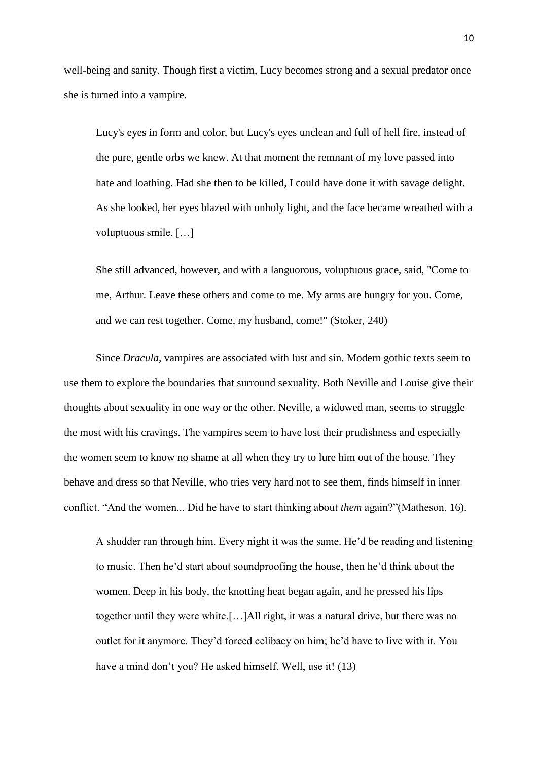well-being and sanity. Though first a victim, Lucy becomes strong and a sexual predator once she is turned into a vampire.

> Lucy's eyes in form and color, but Lucy's eyes unclean and full of hell fire, instead of the pure, gentle orbs we knew. At that moment the remnant of my love passed into hate and loathing. Had she then to be killed, I could have done it with savage delight. As she looked, her eyes blazed with unholy light, and the face became wreathed with a voluptuous smile. […]
>
> She still advanced, however, and with a languorous, voluptuous grace, said, "Come to me, Arthur. Leave these others and come to me. My arms are hungry for you. Come, and we can rest together. Come, my husband, come!" (Stoker, 240)

Since *Dracula*, vampires are associated with lust and sin. Modern gothic texts seem to use them to explore the boundaries that surround sexuality. Both Neville and Louise give their thoughts about sexuality in one way or the other. Neville, a widowed man, seems to struggle the most with his cravings. The vampires seem to have lost their prudishness and especially the women seem to know no shame at all when they try to lure him out of the house. They behave and dress so that Neville, who tries very hard not to see them, finds himself in inner conflict. "And the women... Did he have to start thinking about *them* again?"(Matheson, 16).

> A shudder ran through him. Every night it was the same. He'd be reading and listening to music. Then he'd start about soundproofing the house, then he'd think about the women. Deep in his body, the knotting heat began again, and he pressed his lips together until they were white.[…]All right, it was a natural drive, but there was no outlet for it anymore. They'd forced celibacy on him; he'd have to live with it. You have a mind don't you? He asked himself. Well, use it! (13)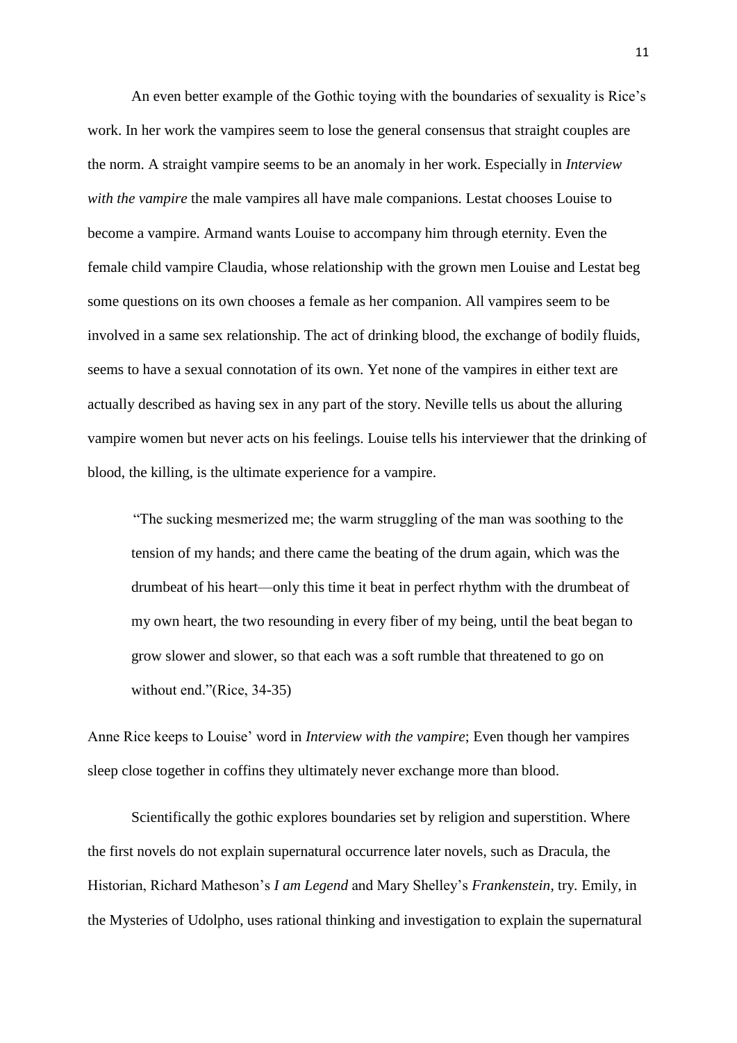An even better example of the Gothic toying with the boundaries of sexuality is Rice's work. In her work the vampires seem to lose the general consensus that straight couples are the norm. A straight vampire seems to be an anomaly in her work. Especially in *Interview with the vampire* the male vampires all have male companions. Lestat chooses Louise to become a vampire. Armand wants Louise to accompany him through eternity. Even the female child vampire Claudia, whose relationship with the grown men Louise and Lestat beg some questions on its own chooses a female as her companion. All vampires seem to be involved in a same sex relationship. The act of drinking blood, the exchange of bodily fluids, seems to have a sexual connotation of its own. Yet none of the vampires in either text are actually described as having sex in any part of the story. Neville tells us about the alluring vampire women but never acts on his feelings. Louise tells his interviewer that the drinking of blood, the killing, is the ultimate experience for a vampire.

> "The sucking mesmerized me; the warm struggling of the man was soothing to the tension of my hands; and there came the beating of the drum again, which was the drumbeat of his heart—only this time it beat in perfect rhythm with the drumbeat of my own heart, the two resounding in every fiber of my being, until the beat began to grow slower and slower, so that each was a soft rumble that threatened to go on without end."(Rice, 34-35)

Anne Rice keeps to Louise' word in *Interview with the vampire*; Even though her vampires sleep close together in coffins they ultimately never exchange more than blood.

Scientifically the gothic explores boundaries set by religion and superstition. Where the first novels do not explain supernatural occurrence later novels, such as Dracula, the Historian, Richard Matheson's *I am Legend* and Mary Shelley's *Frankenstein*, try. Emily, in the Mysteries of Udolpho, uses rational thinking and investigation to explain the supernatural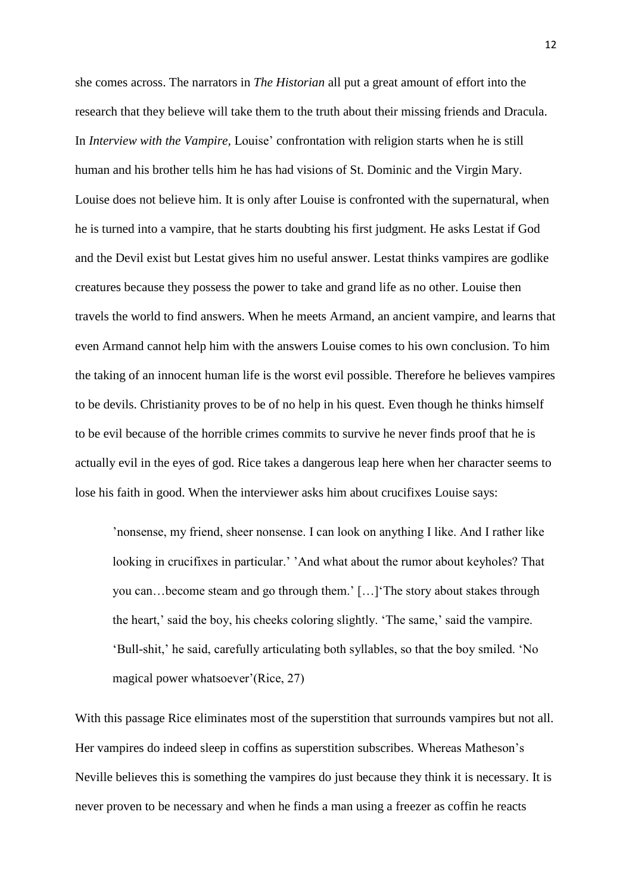she comes across. The narrators in *The Historian* all put a great amount of effort into the research that they believe will take them to the truth about their missing friends and Dracula. In *Interview with the Vampire,* Louise' confrontation with religion starts when he is still human and his brother tells him he has had visions of St. Dominic and the Virgin Mary. Louise does not believe him. It is only after Louise is confronted with the supernatural, when he is turned into a vampire, that he starts doubting his first judgment. He asks Lestat if God and the Devil exist but Lestat gives him no useful answer. Lestat thinks vampires are godlike creatures because they possess the power to take and grand life as no other. Louise then travels the world to find answers. When he meets Armand, an ancient vampire, and learns that even Armand cannot help him with the answers Louise comes to his own conclusion. To him the taking of an innocent human life is the worst evil possible. Therefore he believes vampires to be devils. Christianity proves to be of no help in his quest. Even though he thinks himself to be evil because of the horrible crimes commits to survive he never finds proof that he is actually evil in the eyes of god. Rice takes a dangerous leap here when her character seems to lose his faith in good. When the interviewer asks him about crucifixes Louise says:

> 'nonsense, my friend, sheer nonsense. I can look on anything I like. And I rather like looking in crucifixes in particular.' 'And what about the rumor about keyholes? That you can…become steam and go through them.' […]'The story about stakes through the heart,' said the boy, his cheeks coloring slightly. 'The same,' said the vampire. 'Bull-shit,' he said, carefully articulating both syllables, so that the boy smiled. 'No magical power whatsoever'(Rice, 27)

With this passage Rice eliminates most of the superstition that surrounds vampires but not all. Her vampires do indeed sleep in coffins as superstition subscribes. Whereas Matheson's Neville believes this is something the vampires do just because they think it is necessary. It is never proven to be necessary and when he finds a man using a freezer as coffin he reacts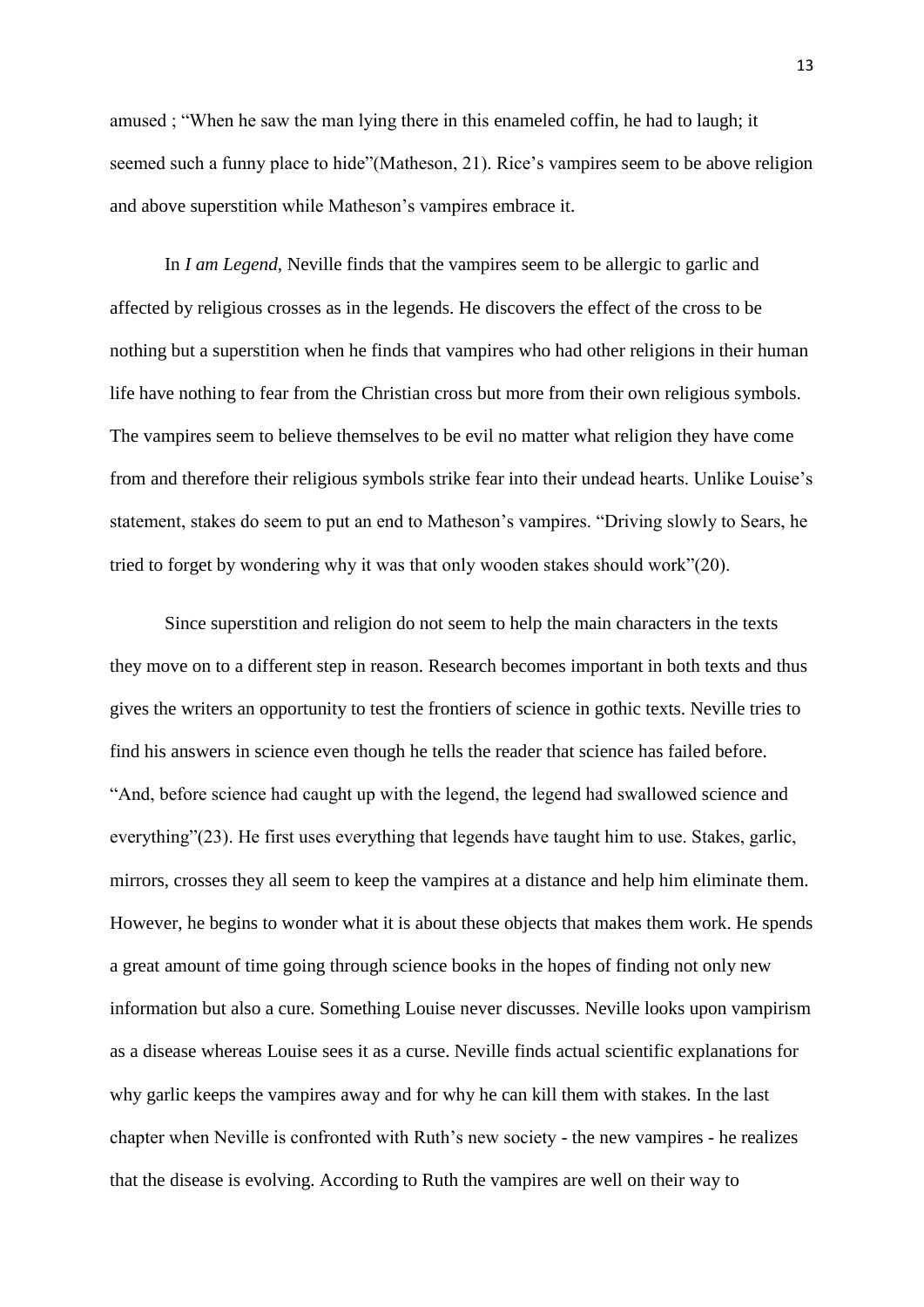amused ; “When he saw the man lying there in this enameled coffin, he had to laugh; it seemed such a funny place to hide”(Matheson, 21). Rice’s vampires seem to be above religion and above superstition while Matheson’s vampires embrace it.

In *I am Legend,* Neville finds that the vampires seem to be allergic to garlic and affected by religious crosses as in the legends. He discovers the effect of the cross to be nothing but a superstition when he finds that vampires who had other religions in their human life have nothing to fear from the Christian cross but more from their own religious symbols. The vampires seem to believe themselves to be evil no matter what religion they have come from and therefore their religious symbols strike fear into their undead hearts. Unlike Louise’s statement, stakes do seem to put an end to Matheson’s vampires. “Driving slowly to Sears, he tried to forget by wondering why it was that only wooden stakes should work”(20).

Since superstition and religion do not seem to help the main characters in the texts they move on to a different step in reason. Research becomes important in both texts and thus gives the writers an opportunity to test the frontiers of science in gothic texts. Neville tries to find his answers in science even though he tells the reader that science has failed before. “And, before science had caught up with the legend, the legend had swallowed science and everything”(23). He first uses everything that legends have taught him to use. Stakes, garlic, mirrors, crosses they all seem to keep the vampires at a distance and help him eliminate them. However, he begins to wonder what it is about these objects that makes them work. He spends a great amount of time going through science books in the hopes of finding not only new information but also a cure. Something Louise never discusses. Neville looks upon vampirism as a disease whereas Louise sees it as a curse. Neville finds actual scientific explanations for why garlic keeps the vampires away and for why he can kill them with stakes. In the last chapter when Neville is confronted with Ruth’s new society - the new vampires - he realizes that the disease is evolving. According to Ruth the vampires are well on their way to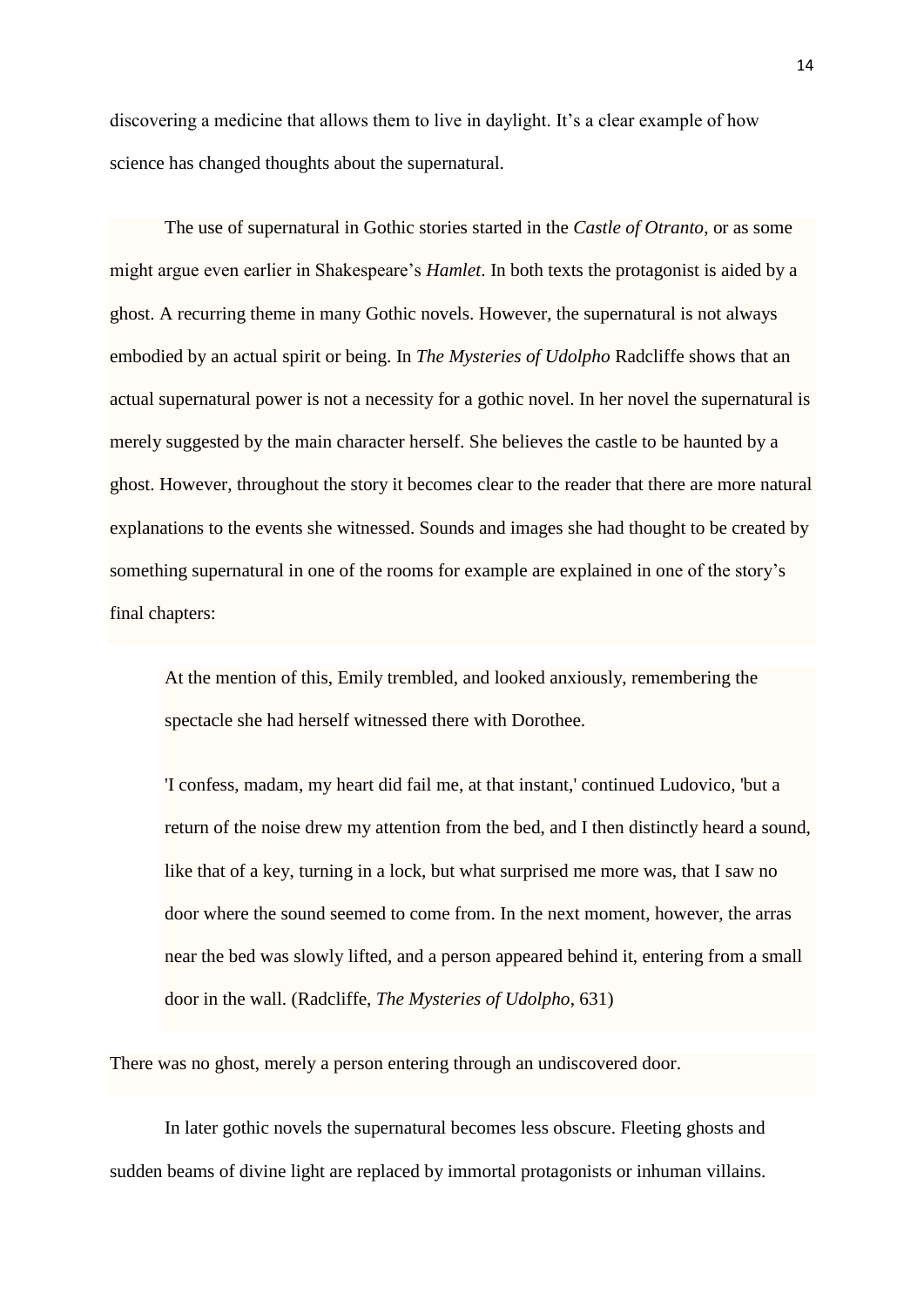discovering a medicine that allows them to live in daylight. It's a clear example of how science has changed thoughts about the supernatural.

The use of supernatural in Gothic stories started in the *Castle of Otranto*, or as some might argue even earlier in Shakespeare's *Hamlet*. In both texts the protagonist is aided by a ghost. A recurring theme in many Gothic novels. However, the supernatural is not always embodied by an actual spirit or being. In *The Mysteries of Udolpho* Radcliffe shows that an actual supernatural power is not a necessity for a gothic novel. In her novel the supernatural is merely suggested by the main character herself. She believes the castle to be haunted by a ghost. However, throughout the story it becomes clear to the reader that there are more natural explanations to the events she witnessed. Sounds and images she had thought to be created by something supernatural in one of the rooms for example are explained in one of the story's final chapters:

> At the mention of this, Emily trembled, and looked anxiously, remembering the spectacle she had herself witnessed there with Dorothee.
>
> 'I confess, madam, my heart did fail me, at that instant,' continued Ludovico, 'but a return of the noise drew my attention from the bed, and I then distinctly heard a sound, like that of a key, turning in a lock, but what surprised me more was, that I saw no door where the sound seemed to come from. In the next moment, however, the arras near the bed was slowly lifted, and a person appeared behind it, entering from a small door in the wall. (Radcliffe, *The Mysteries of Udolpho*, 631)

There was no ghost, merely a person entering through an undiscovered door.

In later gothic novels the supernatural becomes less obscure. Fleeting ghosts and sudden beams of divine light are replaced by immortal protagonists or inhuman villains.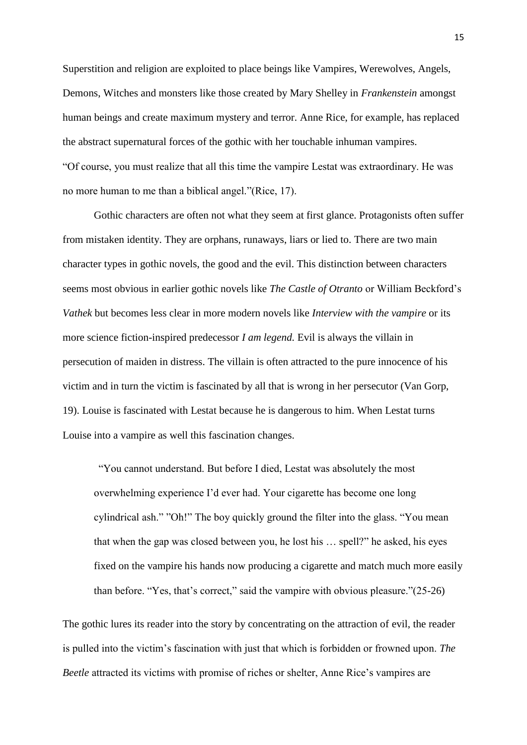Superstition and religion are exploited to place beings like Vampires, Werewolves, Angels, Demons, Witches and monsters like those created by Mary Shelley in *Frankenstein* amongst human beings and create maximum mystery and terror. Anne Rice, for example, has replaced the abstract supernatural forces of the gothic with her touchable inhuman vampires. "Of course, you must realize that all this time the vampire Lestat was extraordinary. He was no more human to me than a biblical angel."(Rice, 17).

Gothic characters are often not what they seem at first glance. Protagonists often suffer from mistaken identity. They are orphans, runaways, liars or lied to. There are two main character types in gothic novels, the good and the evil. This distinction between characters seems most obvious in earlier gothic novels like *The Castle of Otranto* or William Beckford's *Vathek* but becomes less clear in more modern novels like *Interview with the vampire* or its more science fiction-inspired predecessor *I am legend.* Evil is always the villain in persecution of maiden in distress. The villain is often attracted to the pure innocence of his victim and in turn the victim is fascinated by all that is wrong in her persecutor (Van Gorp, 19). Louise is fascinated with Lestat because he is dangerous to him. When Lestat turns Louise into a vampire as well this fascination changes.

> "You cannot understand. But before I died, Lestat was absolutely the most overwhelming experience I'd ever had. Your cigarette has become one long cylindrical ash." "Oh!" The boy quickly ground the filter into the glass. "You mean that when the gap was closed between you, he lost his … spell?" he asked, his eyes fixed on the vampire his hands now producing a cigarette and match much more easily than before. "Yes, that's correct," said the vampire with obvious pleasure."(25-26)

The gothic lures its reader into the story by concentrating on the attraction of evil, the reader is pulled into the victim's fascination with just that which is forbidden or frowned upon. *The Beetle* attracted its victims with promise of riches or shelter, Anne Rice's vampires are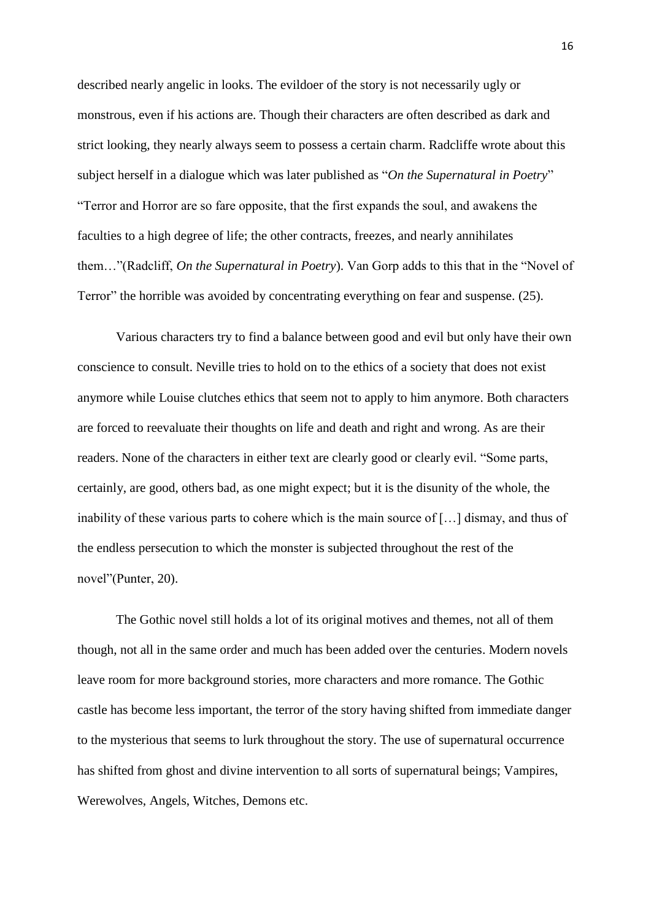described nearly angelic in looks. The evildoer of the story is not necessarily ugly or monstrous, even if his actions are. Though their characters are often described as dark and strict looking, they nearly always seem to possess a certain charm. Radcliffe wrote about this subject herself in a dialogue which was later published as "*On the Supernatural in Poetry*" "Terror and Horror are so fare opposite, that the first expands the soul, and awakens the faculties to a high degree of life; the other contracts, freezes, and nearly annihilates them…"(Radcliff, *On the Supernatural in Poetry*). Van Gorp adds to this that in the "Novel of Terror" the horrible was avoided by concentrating everything on fear and suspense. (25).

Various characters try to find a balance between good and evil but only have their own conscience to consult. Neville tries to hold on to the ethics of a society that does not exist anymore while Louise clutches ethics that seem not to apply to him anymore. Both characters are forced to reevaluate their thoughts on life and death and right and wrong. As are their readers. None of the characters in either text are clearly good or clearly evil. "Some parts, certainly, are good, others bad, as one might expect; but it is the disunity of the whole, the inability of these various parts to cohere which is the main source of […] dismay, and thus of the endless persecution to which the monster is subjected throughout the rest of the novel"(Punter, 20).

The Gothic novel still holds a lot of its original motives and themes, not all of them though, not all in the same order and much has been added over the centuries. Modern novels leave room for more background stories, more characters and more romance. The Gothic castle has become less important, the terror of the story having shifted from immediate danger to the mysterious that seems to lurk throughout the story. The use of supernatural occurrence has shifted from ghost and divine intervention to all sorts of supernatural beings; Vampires, Werewolves, Angels, Witches, Demons etc.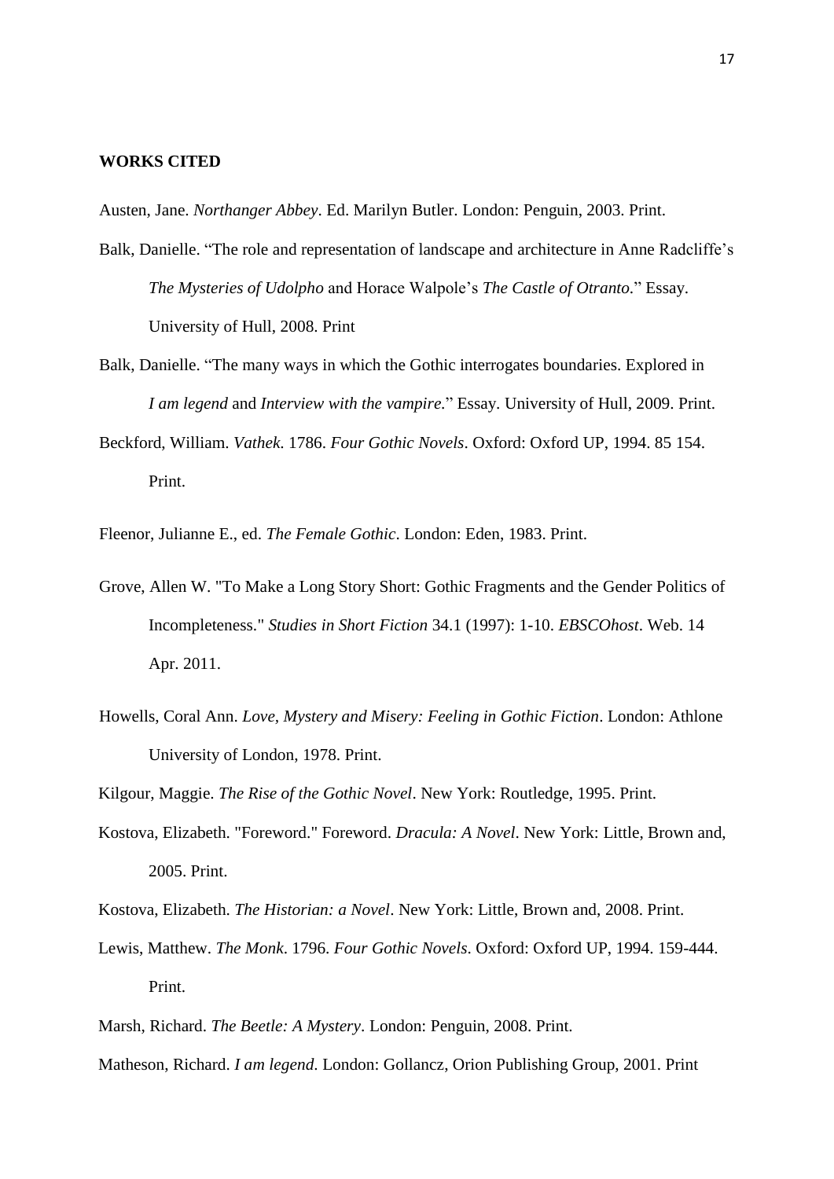**WORKS CITED**

Austen, Jane. *Northanger Abbey*. Ed. Marilyn Butler. London: Penguin, 2003. Print.

Balk, Danielle. "The role and representation of landscape and architecture in Anne Radcliffe's *The Mysteries of Udolpho* and Horace Walpole's *The Castle of Otranto*." Essay. University of Hull, 2008. Print

Balk, Danielle. "The many ways in which the Gothic interrogates boundaries. Explored in *I am legend* and *Interview with the vampire*." Essay. University of Hull, 2009. Print.

Beckford, William. *Vathek*. 1786. *Four Gothic Novels*. Oxford: Oxford UP, 1994. 85 154. Print.

Fleenor, Julianne E., ed. *The Female Gothic*. London: Eden, 1983. Print.

Grove, Allen W. "To Make a Long Story Short: Gothic Fragments and the Gender Politics of Incompleteness." *Studies in Short Fiction* 34.1 (1997): 1-10. *EBSCOhost*. Web. 14 Apr. 2011.

Howells, Coral Ann. *Love, Mystery and Misery: Feeling in Gothic Fiction*. London: Athlone University of London, 1978. Print.

Kilgour, Maggie. *The Rise of the Gothic Novel*. New York: Routledge, 1995. Print.

Kostova, Elizabeth. "Foreword." Foreword. *Dracula: A Novel*. New York: Little, Brown and, 2005. Print.

Kostova, Elizabeth. *The Historian: a Novel*. New York: Little, Brown and, 2008. Print.

Lewis, Matthew. *The Monk*. 1796. *Four Gothic Novels*. Oxford: Oxford UP, 1994. 159-444. Print.

Marsh, Richard. *The Beetle: A Mystery*. London: Penguin, 2008. Print.

Matheson, Richard. *I am legend*. London: Gollancz, Orion Publishing Group, 2001. Print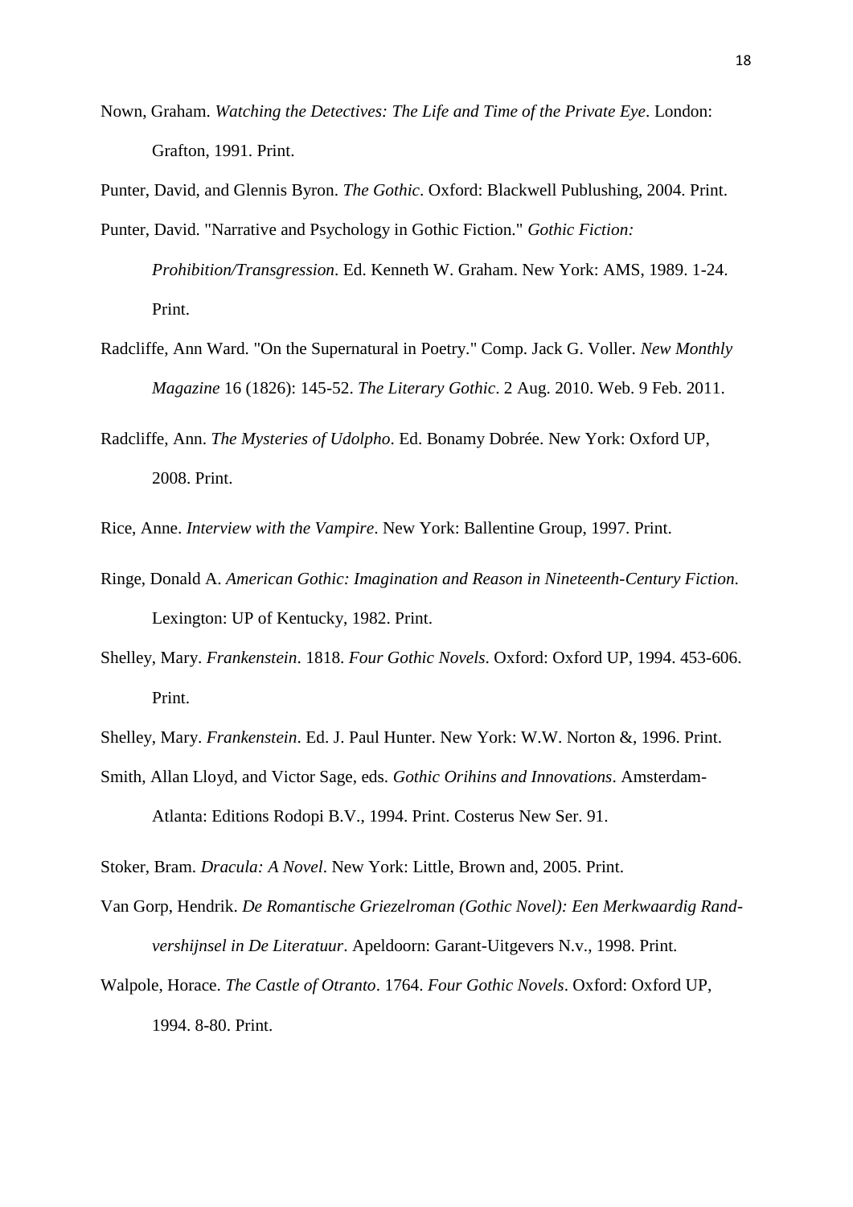Nown, Graham. *Watching the Detectives: The Life and Time of the Private Eye*. London: Grafton, 1991. Print.

Punter, David, and Glennis Byron. *The Gothic*. Oxford: Blackwell Publushing, 2004. Print.

Punter, David. "Narrative and Psychology in Gothic Fiction." *Gothic Fiction: Prohibition/Transgression*. Ed. Kenneth W. Graham. New York: AMS, 1989. 1-24. Print.

Radcliffe, Ann Ward. "On the Supernatural in Poetry." Comp. Jack G. Voller. *New Monthly Magazine* 16 (1826): 145-52. *The Literary Gothic*. 2 Aug. 2010. Web. 9 Feb. 2011.

Radcliffe, Ann. *The Mysteries of Udolpho*. Ed. Bonamy Dobrée. New York: Oxford UP, 2008. Print.

Rice, Anne. *Interview with the Vampire*. New York: Ballentine Group, 1997. Print.

Ringe, Donald A. *American Gothic: Imagination and Reason in Nineteenth-Century Fiction*. Lexington: UP of Kentucky, 1982. Print.

Shelley, Mary. *Frankenstein*. 1818. *Four Gothic Novels*. Oxford: Oxford UP, 1994. 453-606. Print.

Shelley, Mary. *Frankenstein*. Ed. J. Paul Hunter. New York: W.W. Norton &, 1996. Print.

Smith, Allan Lloyd, and Victor Sage, eds. *Gothic Orihins and Innovations*. Amsterdam-Atlanta: Editions Rodopi B.V., 1994. Print. Costerus New Ser. 91.

Stoker, Bram. *Dracula: A Novel*. New York: Little, Brown and, 2005. Print.

Van Gorp, Hendrik. *De Romantische Griezelroman (Gothic Novel): Een Merkwaardig Rand-vershijnsel in De Literatuur*. Apeldoorn: Garant-Uitgevers N.v., 1998. Print.

Walpole, Horace. *The Castle of Otranto*. 1764. *Four Gothic Novels*. Oxford: Oxford UP, 1994. 8-80. Print.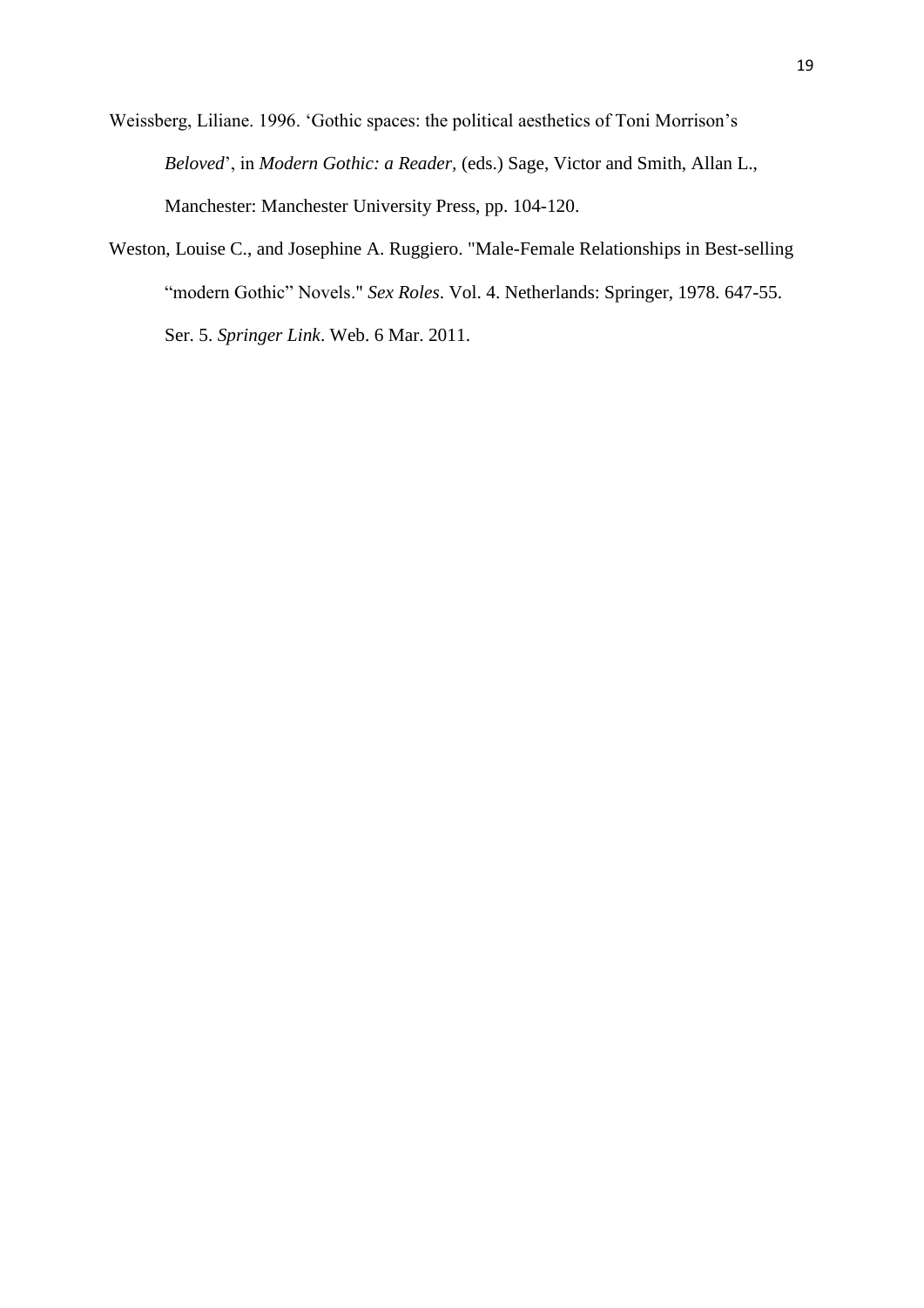Weissberg, Liliane. 1996. 'Gothic spaces: the political aesthetics of Toni Morrison's *Beloved*', in *Modern Gothic: a Reader*, (eds.) Sage, Victor and Smith, Allan L., Manchester: Manchester University Press, pp. 104-120.

Weston, Louise C., and Josephine A. Ruggiero. "Male-Female Relationships in Best-selling "modern Gothic" Novels." *Sex Roles*. Vol. 4. Netherlands: Springer, 1978. 647-55. Ser. 5. *Springer Link*. Web. 6 Mar. 2011.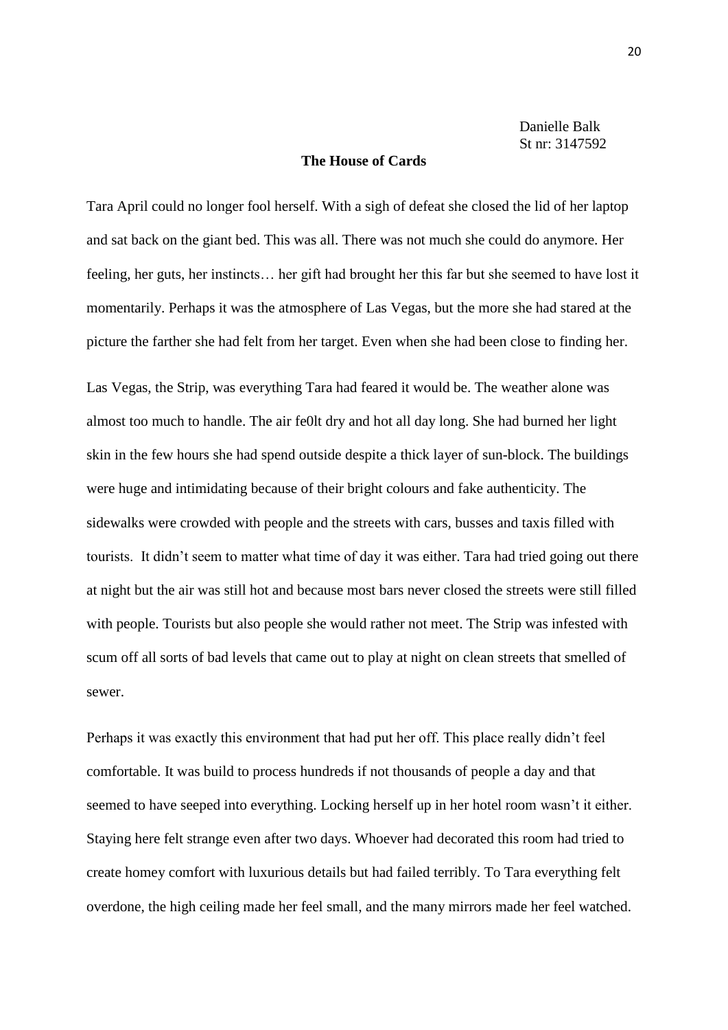Danielle Balk
St nr: 3147592

## The House of Cards

Tara April could no longer fool herself. With a sigh of defeat she closed the lid of her laptop and sat back on the giant bed. This was all. There was not much she could do anymore. Her feeling, her guts, her instincts… her gift had brought her this far but she seemed to have lost it momentarily. Perhaps it was the atmosphere of Las Vegas, but the more she had stared at the picture the farther she had felt from her target. Even when she had been close to finding her.

Las Vegas, the Strip, was everything Tara had feared it would be. The weather alone was almost too much to handle. The air fe0lt dry and hot all day long. She had burned her light skin in the few hours she had spend outside despite a thick layer of sun-block. The buildings were huge and intimidating because of their bright colours and fake authenticity. The sidewalks were crowded with people and the streets with cars, busses and taxis filled with tourists.  It didn't seem to matter what time of day it was either. Tara had tried going out there at night but the air was still hot and because most bars never closed the streets were still filled with people. Tourists but also people she would rather not meet. The Strip was infested with scum off all sorts of bad levels that came out to play at night on clean streets that smelled of sewer.

Perhaps it was exactly this environment that had put her off. This place really didn't feel comfortable. It was build to process hundreds if not thousands of people a day and that seemed to have seeped into everything. Locking herself up in her hotel room wasn't it either. Staying here felt strange even after two days. Whoever had decorated this room had tried to create homey comfort with luxurious details but had failed terribly. To Tara everything felt overdone, the high ceiling made her feel small, and the many mirrors made her feel watched.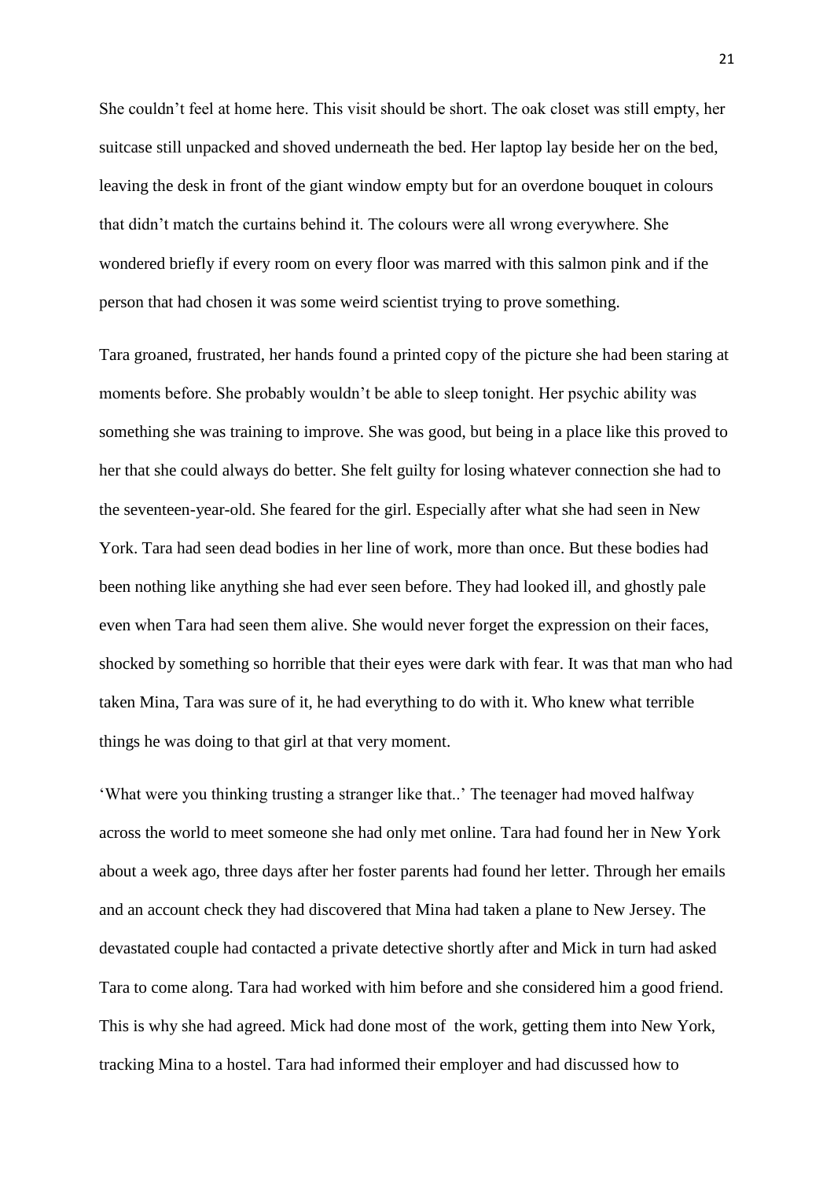She couldn't feel at home here. This visit should be short. The oak closet was still empty, her suitcase still unpacked and shoved underneath the bed. Her laptop lay beside her on the bed, leaving the desk in front of the giant window empty but for an overdone bouquet in colours that didn't match the curtains behind it. The colours were all wrong everywhere. She wondered briefly if every room on every floor was marred with this salmon pink and if the person that had chosen it was some weird scientist trying to prove something.

Tara groaned, frustrated, her hands found a printed copy of the picture she had been staring at moments before. She probably wouldn't be able to sleep tonight. Her psychic ability was something she was training to improve. She was good, but being in a place like this proved to her that she could always do better. She felt guilty for losing whatever connection she had to the seventeen-year-old. She feared for the girl. Especially after what she had seen in New York. Tara had seen dead bodies in her line of work, more than once. But these bodies had been nothing like anything she had ever seen before. They had looked ill, and ghostly pale even when Tara had seen them alive. She would never forget the expression on their faces, shocked by something so horrible that their eyes were dark with fear. It was that man who had taken Mina, Tara was sure of it, he had everything to do with it. Who knew what terrible things he was doing to that girl at that very moment.

'What were you thinking trusting a stranger like that..' The teenager had moved halfway across the world to meet someone she had only met online. Tara had found her in New York about a week ago, three days after her foster parents had found her letter. Through her emails and an account check they had discovered that Mina had taken a plane to New Jersey. The devastated couple had contacted a private detective shortly after and Mick in turn had asked Tara to come along. Tara had worked with him before and she considered him a good friend. This is why she had agreed. Mick had done most of the work, getting them into New York, tracking Mina to a hostel. Tara had informed their employer and had discussed how to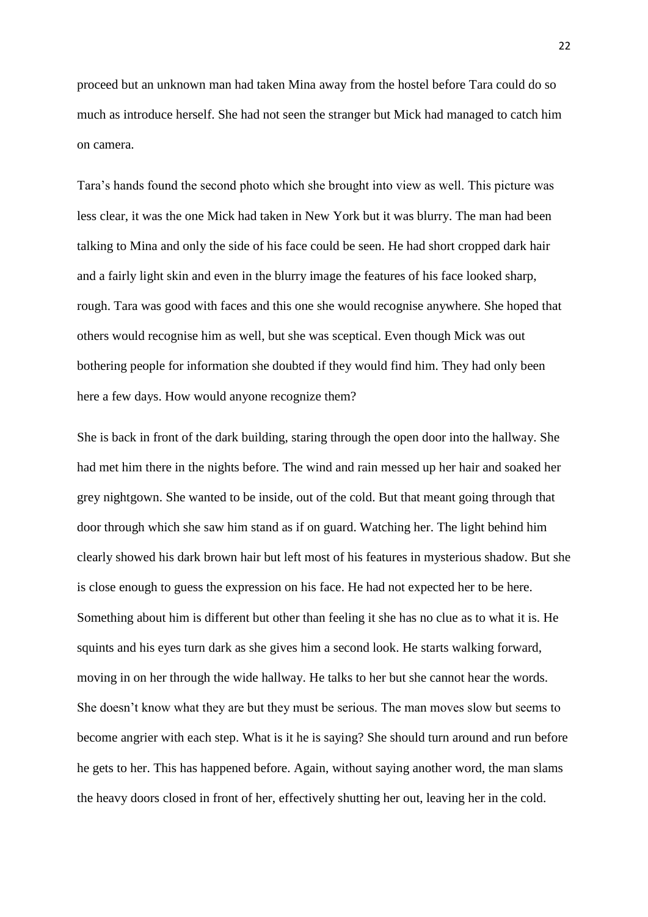proceed but an unknown man had taken Mina away from the hostel before Tara could do so much as introduce herself. She had not seen the stranger but Mick had managed to catch him on camera.

Tara's hands found the second photo which she brought into view as well. This picture was less clear, it was the one Mick had taken in New York but it was blurry. The man had been talking to Mina and only the side of his face could be seen. He had short cropped dark hair and a fairly light skin and even in the blurry image the features of his face looked sharp, rough. Tara was good with faces and this one she would recognise anywhere. She hoped that others would recognise him as well, but she was sceptical. Even though Mick was out bothering people for information she doubted if they would find him. They had only been here a few days. How would anyone recognize them?

She is back in front of the dark building, staring through the open door into the hallway. She had met him there in the nights before. The wind and rain messed up her hair and soaked her grey nightgown. She wanted to be inside, out of the cold. But that meant going through that door through which she saw him stand as if on guard. Watching her. The light behind him clearly showed his dark brown hair but left most of his features in mysterious shadow. But she is close enough to guess the expression on his face. He had not expected her to be here. Something about him is different but other than feeling it she has no clue as to what it is. He squints and his eyes turn dark as she gives him a second look. He starts walking forward, moving in on her through the wide hallway. He talks to her but she cannot hear the words. She doesn't know what they are but they must be serious. The man moves slow but seems to become angrier with each step. What is it he is saying? She should turn around and run before he gets to her. This has happened before. Again, without saying another word, the man slams the heavy doors closed in front of her, effectively shutting her out, leaving her in the cold.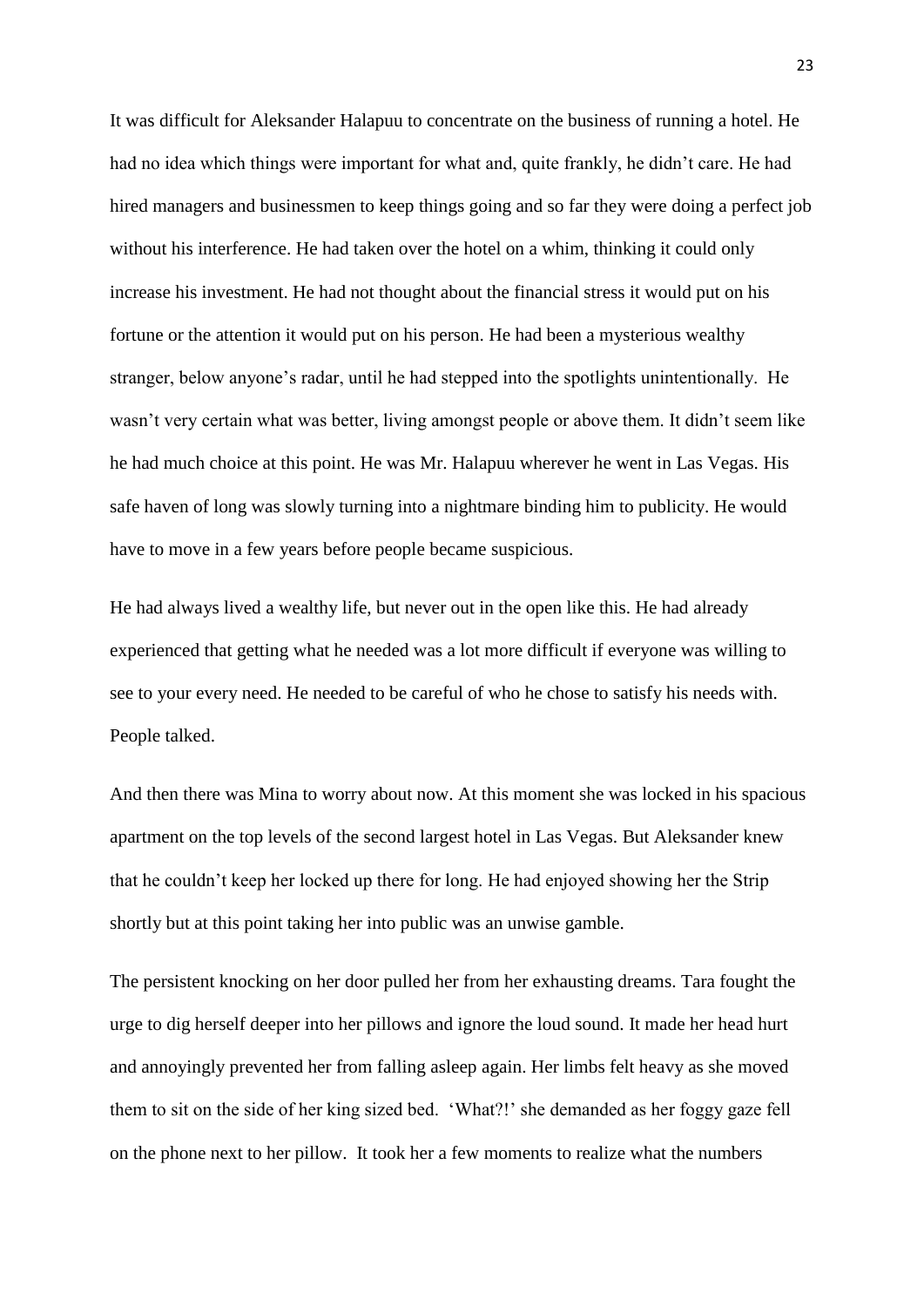It was difficult for Aleksander Halapuu to concentrate on the business of running a hotel. He had no idea which things were important for what and, quite frankly, he didn't care. He had hired managers and businessmen to keep things going and so far they were doing a perfect job without his interference. He had taken over the hotel on a whim, thinking it could only increase his investment. He had not thought about the financial stress it would put on his fortune or the attention it would put on his person. He had been a mysterious wealthy stranger, below anyone's radar, until he had stepped into the spotlights unintentionally. He wasn't very certain what was better, living amongst people or above them. It didn't seem like he had much choice at this point. He was Mr. Halapuu wherever he went in Las Vegas. His safe haven of long was slowly turning into a nightmare binding him to publicity. He would have to move in a few years before people became suspicious.

He had always lived a wealthy life, but never out in the open like this. He had already experienced that getting what he needed was a lot more difficult if everyone was willing to see to your every need. He needed to be careful of who he chose to satisfy his needs with. People talked.

And then there was Mina to worry about now. At this moment she was locked in his spacious apartment on the top levels of the second largest hotel in Las Vegas. But Aleksander knew that he couldn't keep her locked up there for long. He had enjoyed showing her the Strip shortly but at this point taking her into public was an unwise gamble.

The persistent knocking on her door pulled her from her exhausting dreams. Tara fought the urge to dig herself deeper into her pillows and ignore the loud sound. It made her head hurt and annoyingly prevented her from falling asleep again. Her limbs felt heavy as she moved them to sit on the side of her king sized bed. 'What?!' she demanded as her foggy gaze fell on the phone next to her pillow. It took her a few moments to realize what the numbers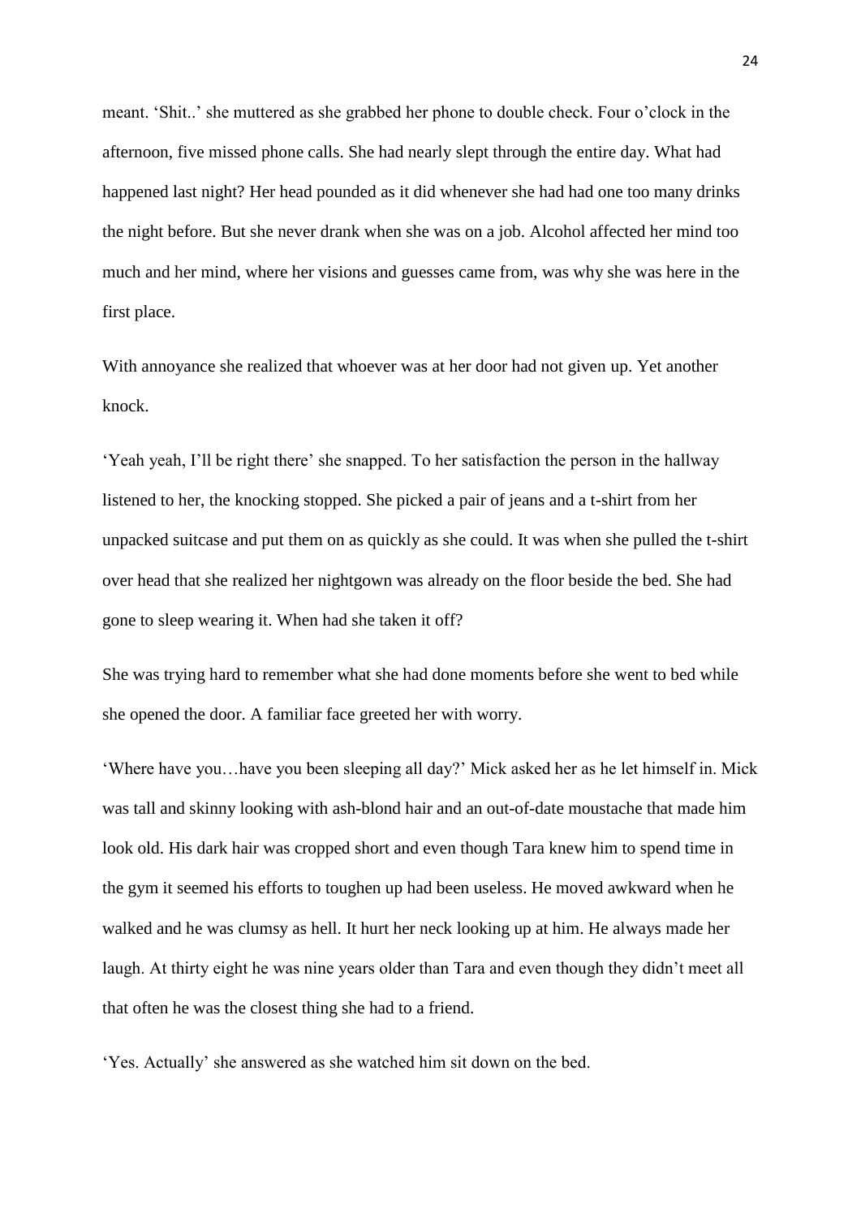meant. 'Shit..' she muttered as she grabbed her phone to double check. Four o'clock in the afternoon, five missed phone calls. She had nearly slept through the entire day. What had happened last night? Her head pounded as it did whenever she had had one too many drinks the night before. But she never drank when she was on a job. Alcohol affected her mind too much and her mind, where her visions and guesses came from, was why she was here in the first place.

With annoyance she realized that whoever was at her door had not given up. Yet another knock.

'Yeah yeah, I'll be right there' she snapped. To her satisfaction the person in the hallway listened to her, the knocking stopped. She picked a pair of jeans and a t-shirt from her unpacked suitcase and put them on as quickly as she could. It was when she pulled the t-shirt over head that she realized her nightgown was already on the floor beside the bed. She had gone to sleep wearing it. When had she taken it off?

She was trying hard to remember what she had done moments before she went to bed while she opened the door. A familiar face greeted her with worry.

'Where have you…have you been sleeping all day?' Mick asked her as he let himself in. Mick was tall and skinny looking with ash-blond hair and an out-of-date moustache that made him look old. His dark hair was cropped short and even though Tara knew him to spend time in the gym it seemed his efforts to toughen up had been useless. He moved awkward when he walked and he was clumsy as hell. It hurt her neck looking up at him. He always made her laugh. At thirty eight he was nine years older than Tara and even though they didn't meet all that often he was the closest thing she had to a friend.

'Yes. Actually' she answered as she watched him sit down on the bed.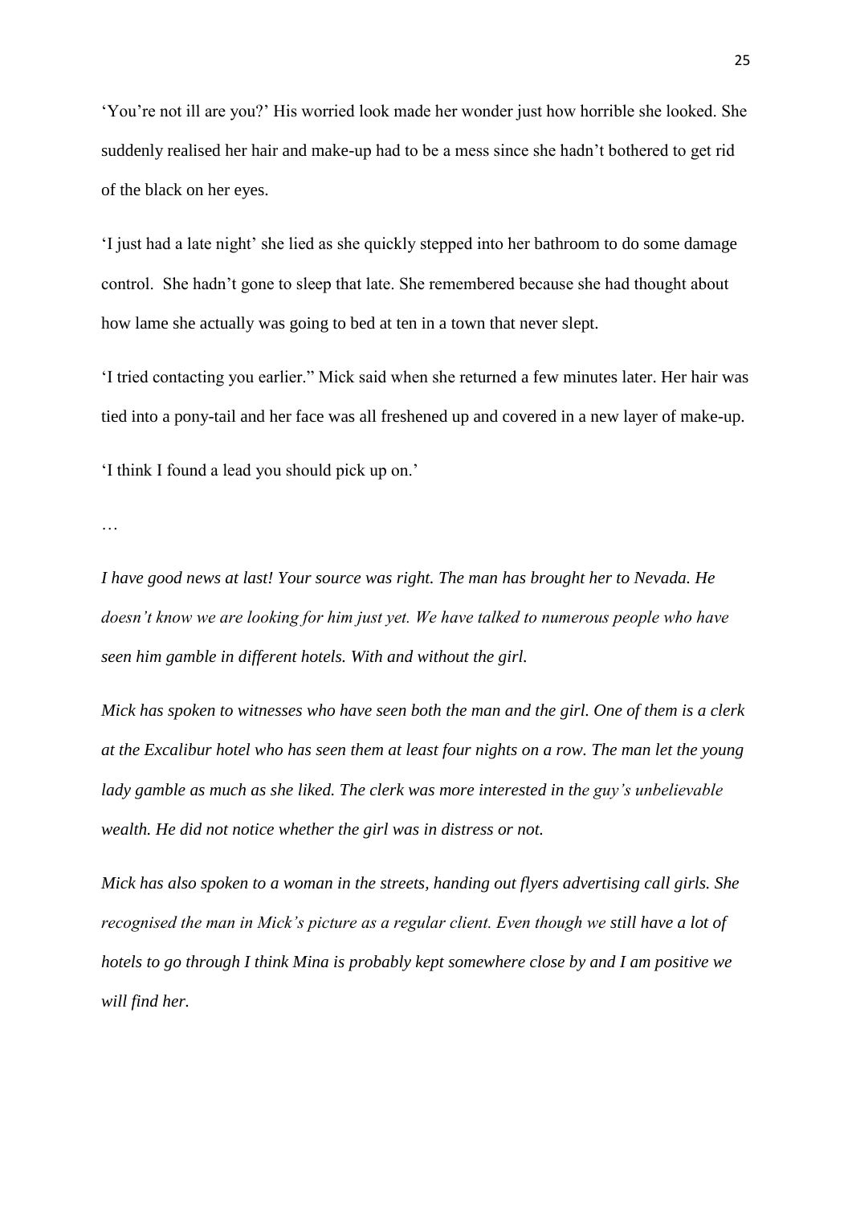'You're not ill are you?' His worried look made her wonder just how horrible she looked. She suddenly realised her hair and make-up had to be a mess since she hadn't bothered to get rid of the black on her eyes.

'I just had a late night' she lied as she quickly stepped into her bathroom to do some damage control.  She hadn't gone to sleep that late. She remembered because she had thought about how lame she actually was going to bed at ten in a town that never slept.

'I tried contacting you earlier." Mick said when she returned a few minutes later. Her hair was tied into a pony-tail and her face was all freshened up and covered in a new layer of make-up.

'I think I found a lead you should pick up on.'

…

*I have good news at last! Your source was right. The man has brought her to Nevada. He doesn't know we are looking for him just yet. We have talked to numerous people who have seen him gamble in different hotels. With and without the girl.*

*Mick has spoken to witnesses who have seen both the man and the girl. One of them is a clerk at the Excalibur hotel who has seen them at least four nights on a row. The man let the young lady gamble as much as she liked. The clerk was more interested in the guy's unbelievable wealth. He did not notice whether the girl was in distress or not.*

*Mick has also spoken to a woman in the streets, handing out flyers advertising call girls. She recognised the man in Mick's picture as a regular client. Even though we still have a lot of hotels to go through I think Mina is probably kept somewhere close by and I am positive we will find her.*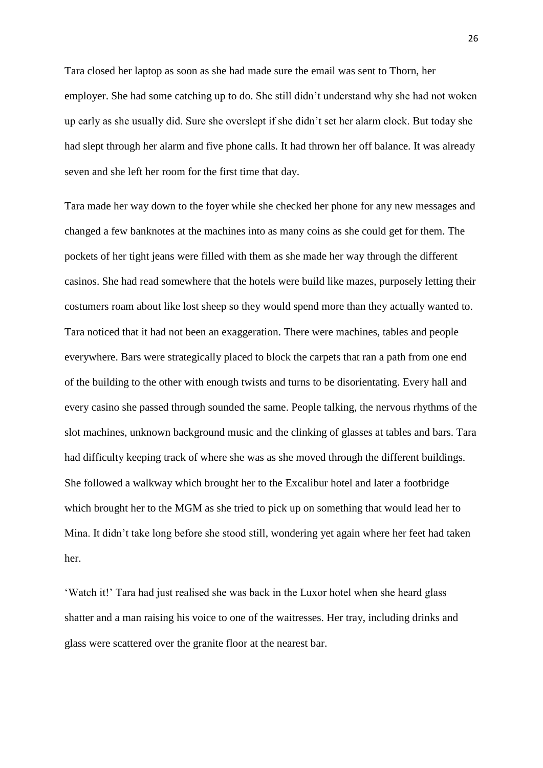Tara closed her laptop as soon as she had made sure the email was sent to Thorn, her employer. She had some catching up to do. She still didn't understand why she had not woken up early as she usually did. Sure she overslept if she didn't set her alarm clock. But today she had slept through her alarm and five phone calls. It had thrown her off balance. It was already seven and she left her room for the first time that day.

Tara made her way down to the foyer while she checked her phone for any new messages and changed a few banknotes at the machines into as many coins as she could get for them. The pockets of her tight jeans were filled with them as she made her way through the different casinos. She had read somewhere that the hotels were build like mazes, purposely letting their costumers roam about like lost sheep so they would spend more than they actually wanted to. Tara noticed that it had not been an exaggeration. There were machines, tables and people everywhere. Bars were strategically placed to block the carpets that ran a path from one end of the building to the other with enough twists and turns to be disorientating. Every hall and every casino she passed through sounded the same. People talking, the nervous rhythms of the slot machines, unknown background music and the clinking of glasses at tables and bars. Tara had difficulty keeping track of where she was as she moved through the different buildings. She followed a walkway which brought her to the Excalibur hotel and later a footbridge which brought her to the MGM as she tried to pick up on something that would lead her to Mina. It didn't take long before she stood still, wondering yet again where her feet had taken her.

'Watch it!' Tara had just realised she was back in the Luxor hotel when she heard glass shatter and a man raising his voice to one of the waitresses. Her tray, including drinks and glass were scattered over the granite floor at the nearest bar.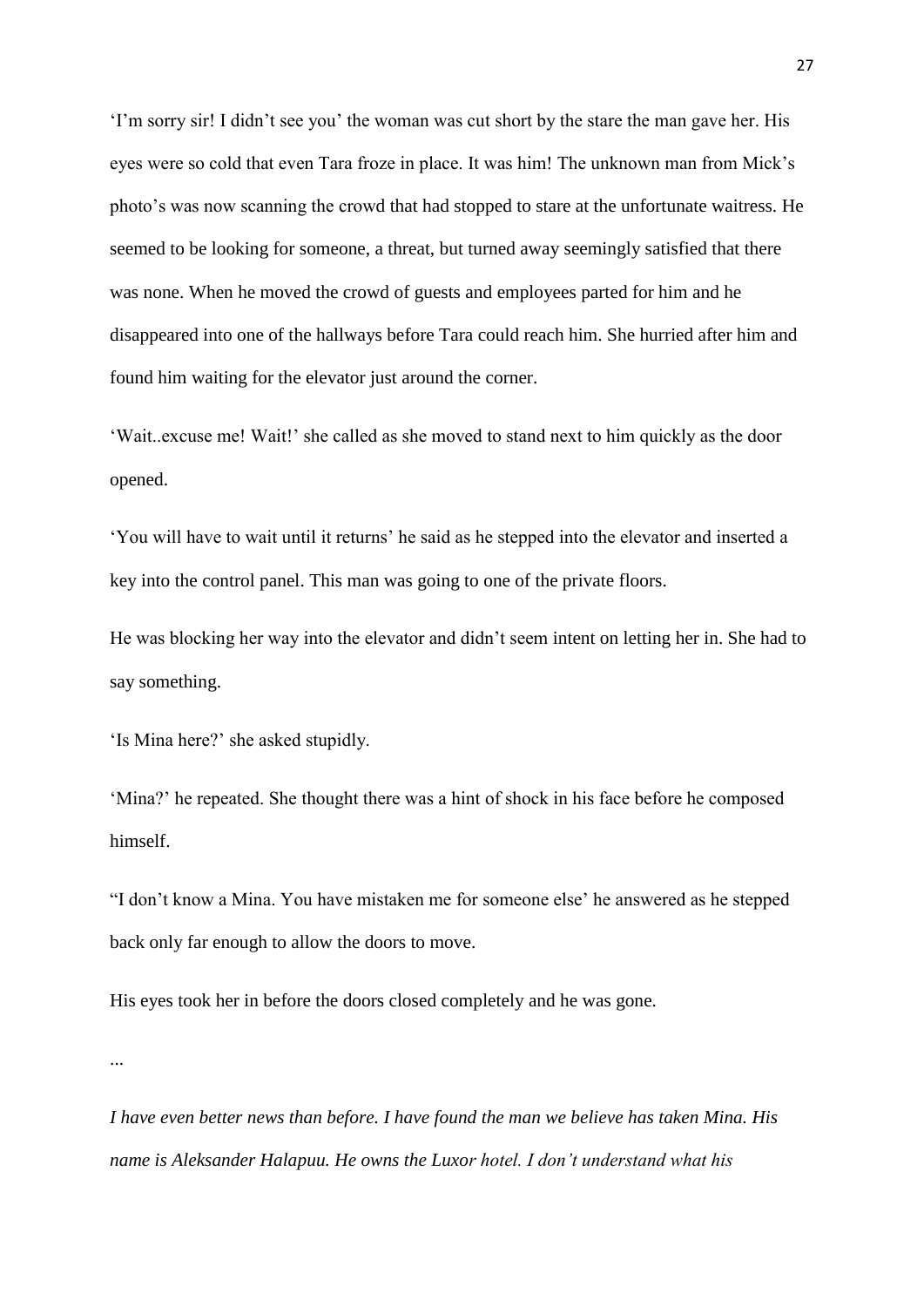'I'm sorry sir! I didn't see you' the woman was cut short by the stare the man gave her. His eyes were so cold that even Tara froze in place. It was him! The unknown man from Mick's photo's was now scanning the crowd that had stopped to stare at the unfortunate waitress. He seemed to be looking for someone, a threat, but turned away seemingly satisfied that there was none. When he moved the crowd of guests and employees parted for him and he disappeared into one of the hallways before Tara could reach him. She hurried after him and found him waiting for the elevator just around the corner.

'Wait..excuse me! Wait!' she called as she moved to stand next to him quickly as the door opened.

'You will have to wait until it returns' he said as he stepped into the elevator and inserted a key into the control panel. This man was going to one of the private floors.

He was blocking her way into the elevator and didn't seem intent on letting her in. She had to say something.

'Is Mina here?' she asked stupidly.

'Mina?' he repeated. She thought there was a hint of shock in his face before he composed himself.

"I don't know a Mina. You have mistaken me for someone else' he answered as he stepped back only far enough to allow the doors to move.

His eyes took her in before the doors closed completely and he was gone.

...

*I have even better news than before. I have found the man we believe has taken Mina. His name is Aleksander Halapuu. He owns the Luxor hotel. I don't understand what his*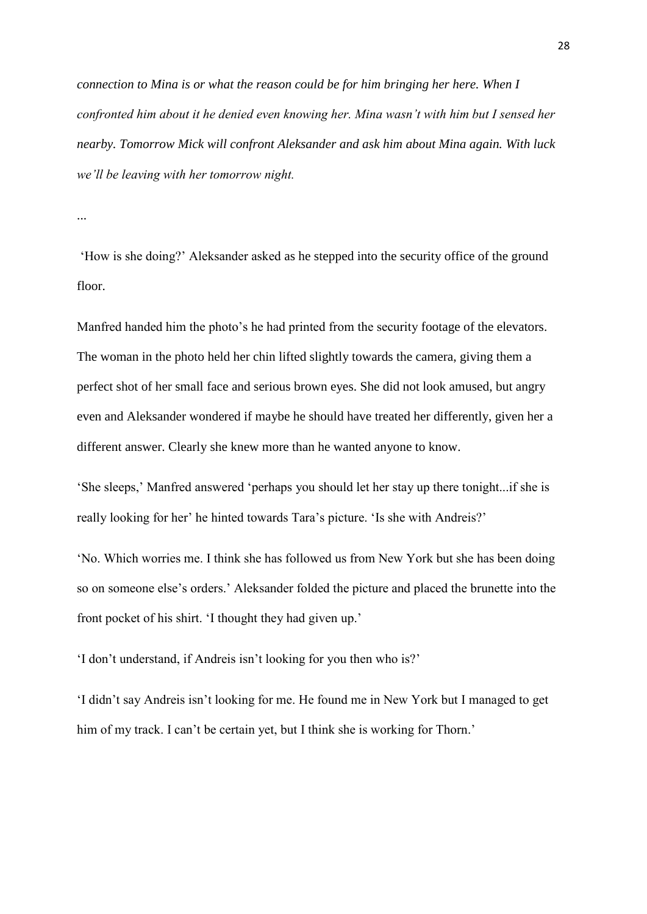*connection to Mina is or what the reason could be for him bringing her here. When I confronted him about it he denied even knowing her. Mina wasn't with him but I sensed her nearby. Tomorrow Mick will confront Aleksander and ask him about Mina again. With luck we'll be leaving with her tomorrow night.*

...

'How is she doing?' Aleksander asked as he stepped into the security office of the ground floor.

Manfred handed him the photo's he had printed from the security footage of the elevators. The woman in the photo held her chin lifted slightly towards the camera, giving them a perfect shot of her small face and serious brown eyes. She did not look amused, but angry even and Aleksander wondered if maybe he should have treated her differently, given her a different answer. Clearly she knew more than he wanted anyone to know.

'She sleeps,' Manfred answered 'perhaps you should let her stay up there tonight...if she is really looking for her' he hinted towards Tara's picture. 'Is she with Andreis?'

'No. Which worries me. I think she has followed us from New York but she has been doing so on someone else's orders.' Aleksander folded the picture and placed the brunette into the front pocket of his shirt. 'I thought they had given up.'

'I don't understand, if Andreis isn't looking for you then who is?'

'I didn't say Andreis isn't looking for me. He found me in New York but I managed to get him of my track. I can't be certain yet, but I think she is working for Thorn.'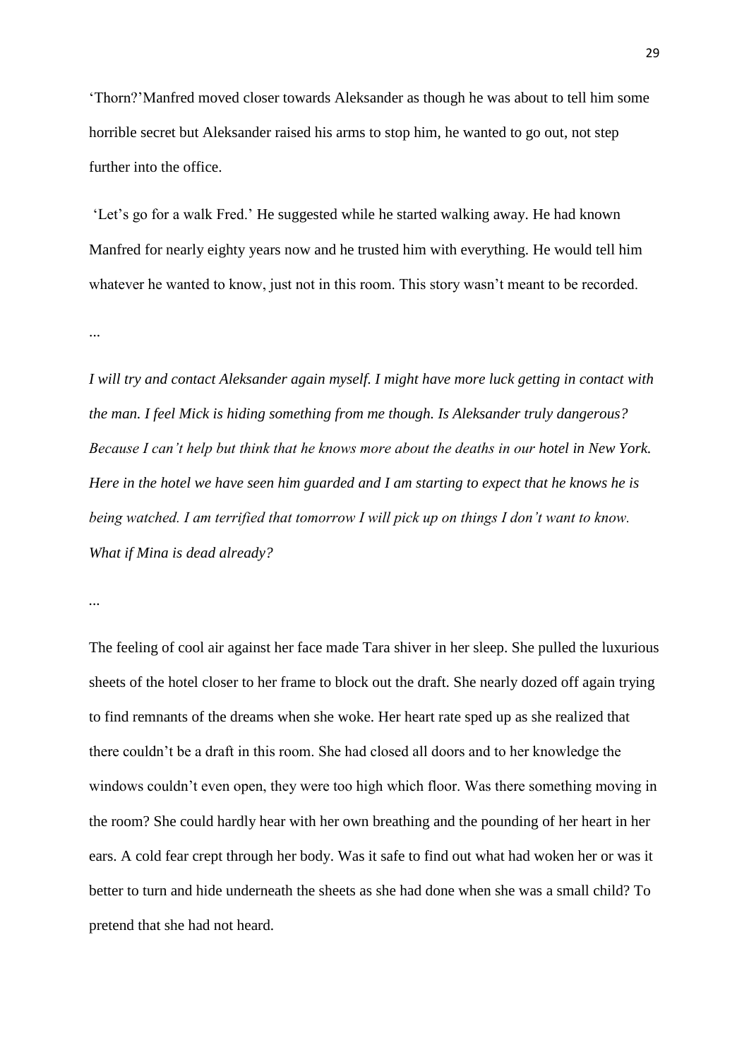'Thorn?'Manfred moved closer towards Aleksander as though he was about to tell him some horrible secret but Aleksander raised his arms to stop him, he wanted to go out, not step further into the office.

'Let's go for a walk Fred.' He suggested while he started walking away. He had known Manfred for nearly eighty years now and he trusted him with everything. He would tell him whatever he wanted to know, just not in this room. This story wasn't meant to be recorded.

...

*I will try and contact Aleksander again myself. I might have more luck getting in contact with the man. I feel Mick is hiding something from me though. Is Aleksander truly dangerous? Because I can't help but think that he knows more about the deaths in our hotel in New York. Here in the hotel we have seen him guarded and I am starting to expect that he knows he is being watched. I am terrified that tomorrow I will pick up on things I don't want to know. What if Mina is dead already?*

...

The feeling of cool air against her face made Tara shiver in her sleep. She pulled the luxurious sheets of the hotel closer to her frame to block out the draft. She nearly dozed off again trying to find remnants of the dreams when she woke. Her heart rate sped up as she realized that there couldn't be a draft in this room. She had closed all doors and to her knowledge the windows couldn't even open, they were too high which floor. Was there something moving in the room? She could hardly hear with her own breathing and the pounding of her heart in her ears. A cold fear crept through her body. Was it safe to find out what had woken her or was it better to turn and hide underneath the sheets as she had done when she was a small child? To pretend that she had not heard.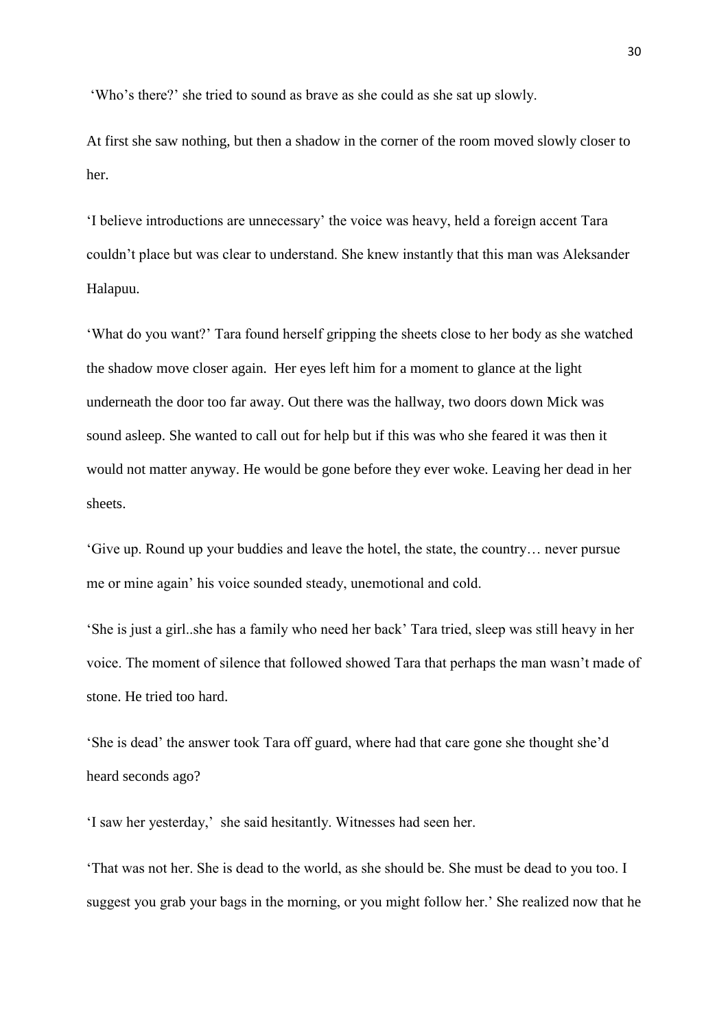'Who's there?' she tried to sound as brave as she could as she sat up slowly.

At first she saw nothing, but then a shadow in the corner of the room moved slowly closer to her.

'I believe introductions are unnecessary' the voice was heavy, held a foreign accent Tara couldn't place but was clear to understand. She knew instantly that this man was Aleksander Halapuu.

'What do you want?' Tara found herself gripping the sheets close to her body as she watched the shadow move closer again. Her eyes left him for a moment to glance at the light underneath the door too far away. Out there was the hallway, two doors down Mick was sound asleep. She wanted to call out for help but if this was who she feared it was then it would not matter anyway. He would be gone before they ever woke. Leaving her dead in her sheets.

'Give up. Round up your buddies and leave the hotel, the state, the country… never pursue me or mine again' his voice sounded steady, unemotional and cold.

'She is just a girl..she has a family who need her back' Tara tried, sleep was still heavy in her voice. The moment of silence that followed showed Tara that perhaps the man wasn't made of stone. He tried too hard.

'She is dead' the answer took Tara off guard, where had that care gone she thought she'd heard seconds ago?

'I saw her yesterday,' she said hesitantly. Witnesses had seen her.

'That was not her. She is dead to the world, as she should be. She must be dead to you too. I suggest you grab your bags in the morning, or you might follow her.' She realized now that he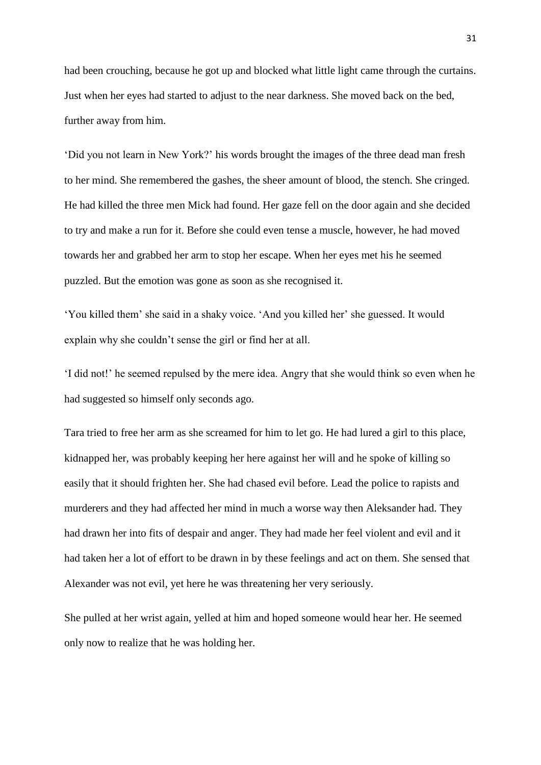had been crouching, because he got up and blocked what little light came through the curtains. Just when her eyes had started to adjust to the near darkness. She moved back on the bed, further away from him.

'Did you not learn in New York?' his words brought the images of the three dead man fresh to her mind. She remembered the gashes, the sheer amount of blood, the stench. She cringed. He had killed the three men Mick had found. Her gaze fell on the door again and she decided to try and make a run for it. Before she could even tense a muscle, however, he had moved towards her and grabbed her arm to stop her escape. When her eyes met his he seemed puzzled. But the emotion was gone as soon as she recognised it.

'You killed them' she said in a shaky voice. 'And you killed her' she guessed. It would explain why she couldn't sense the girl or find her at all.

'I did not!' he seemed repulsed by the mere idea. Angry that she would think so even when he had suggested so himself only seconds ago.

Tara tried to free her arm as she screamed for him to let go. He had lured a girl to this place, kidnapped her, was probably keeping her here against her will and he spoke of killing so easily that it should frighten her. She had chased evil before. Lead the police to rapists and murderers and they had affected her mind in much a worse way then Aleksander had. They had drawn her into fits of despair and anger. They had made her feel violent and evil and it had taken her a lot of effort to be drawn in by these feelings and act on them. She sensed that Alexander was not evil, yet here he was threatening her very seriously.

She pulled at her wrist again, yelled at him and hoped someone would hear her. He seemed only now to realize that he was holding her.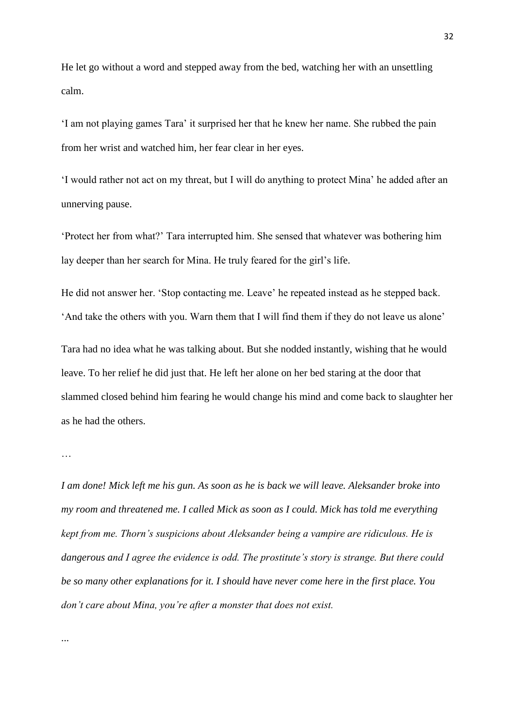He let go without a word and stepped away from the bed, watching her with an unsettling calm.

'I am not playing games Tara' it surprised her that he knew her name. She rubbed the pain from her wrist and watched him, her fear clear in her eyes.

'I would rather not act on my threat, but I will do anything to protect Mina' he added after an unnerving pause.

'Protect her from what?' Tara interrupted him. She sensed that whatever was bothering him lay deeper than her search for Mina. He truly feared for the girl's life.

He did not answer her. 'Stop contacting me. Leave' he repeated instead as he stepped back. 'And take the others with you. Warn them that I will find them if they do not leave us alone'

Tara had no idea what he was talking about. But she nodded instantly, wishing that he would leave. To her relief he did just that. He left her alone on her bed staring at the door that slammed closed behind him fearing he would change his mind and come back to slaughter her as he had the others.

…

*I am done! Mick left me his gun. As soon as he is back we will leave. Aleksander broke into my room and threatened me. I called Mick as soon as I could. Mick has told me everything kept from me. Thorn's suspicions about Aleksander being a vampire are ridiculous. He is dangerous and I agree the evidence is odd. The prostitute's story is strange. But there could be so many other explanations for it. I should have never come here in the first place. You don't care about Mina, you're after a monster that does not exist.*

...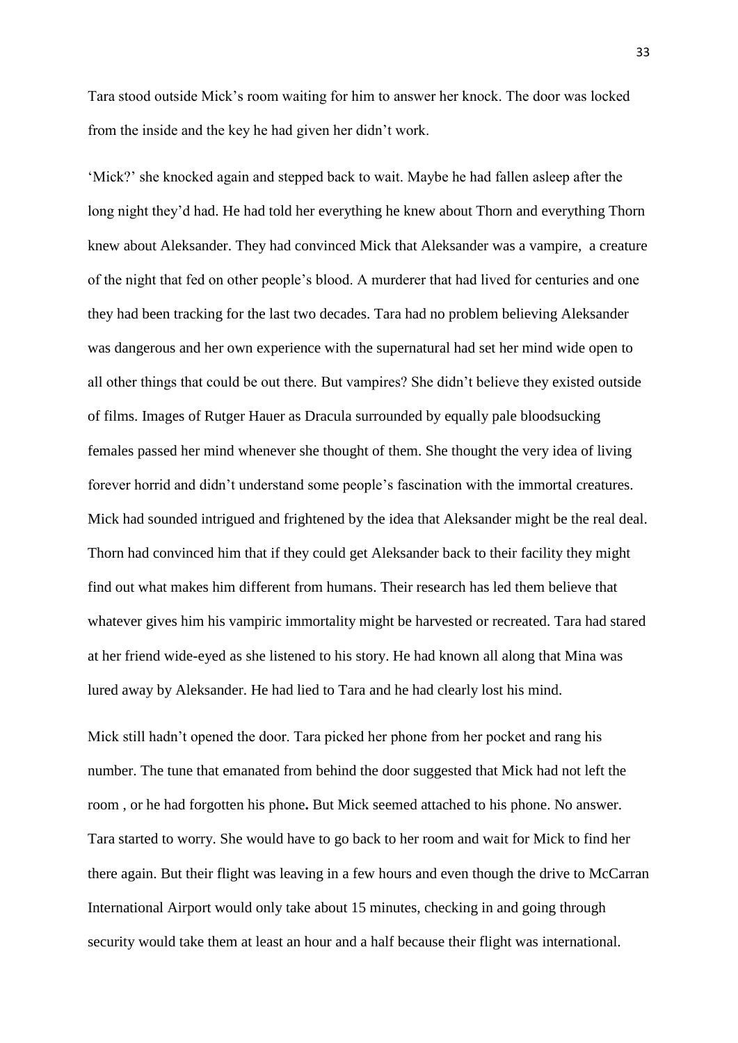Tara stood outside Mick’s room waiting for him to answer her knock. The door was locked from the inside and the key he had given her didn’t work.

‘Mick?’ she knocked again and stepped back to wait. Maybe he had fallen asleep after the long night they’d had. He had told her everything he knew about Thorn and everything Thorn knew about Aleksander. They had convinced Mick that Aleksander was a vampire,  a creature of the night that fed on other people’s blood. A murderer that had lived for centuries and one they had been tracking for the last two decades. Tara had no problem believing Aleksander was dangerous and her own experience with the supernatural had set her mind wide open to all other things that could be out there. But vampires? She didn’t believe they existed outside of films. Images of Rutger Hauer as Dracula surrounded by equally pale bloodsucking females passed her mind whenever she thought of them. She thought the very idea of living forever horrid and didn’t understand some people’s fascination with the immortal creatures. Mick had sounded intrigued and frightened by the idea that Aleksander might be the real deal. Thorn had convinced him that if they could get Aleksander back to their facility they might find out what makes him different from humans. Their research has led them believe that whatever gives him his vampiric immortality might be harvested or recreated. Tara had stared at her friend wide-eyed as she listened to his story. He had known all along that Mina was lured away by Aleksander. He had lied to Tara and he had clearly lost his mind.

Mick still hadn’t opened the door. Tara picked her phone from her pocket and rang his number. The tune that emanated from behind the door suggested that Mick had not left the room , or he had forgotten his phone**.** But Mick seemed attached to his phone. No answer. Tara started to worry. She would have to go back to her room and wait for Mick to find her there again. But their flight was leaving in a few hours and even though the drive to McCarran International Airport would only take about 15 minutes, checking in and going through security would take them at least an hour and a half because their flight was international.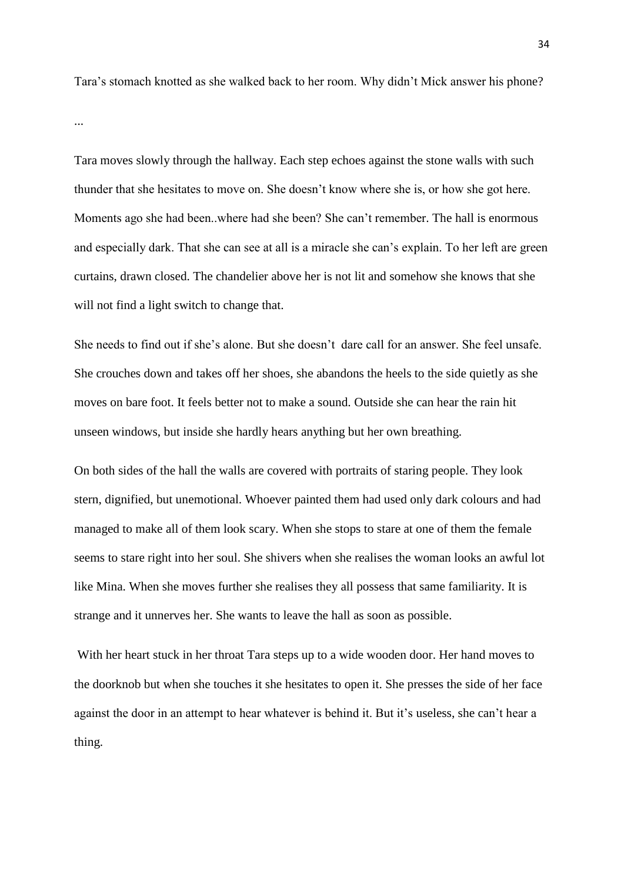Tara's stomach knotted as she walked back to her room. Why didn't Mick answer his phone?

...

Tara moves slowly through the hallway. Each step echoes against the stone walls with such thunder that she hesitates to move on. She doesn't know where she is, or how she got here. Moments ago she had been..where had she been? She can't remember. The hall is enormous and especially dark. That she can see at all is a miracle she can's explain. To her left are green curtains, drawn closed. The chandelier above her is not lit and somehow she knows that she will not find a light switch to change that.

She needs to find out if she's alone. But she doesn't  dare call for an answer. She feel unsafe. She crouches down and takes off her shoes, she abandons the heels to the side quietly as she moves on bare foot. It feels better not to make a sound. Outside she can hear the rain hit unseen windows, but inside she hardly hears anything but her own breathing.

On both sides of the hall the walls are covered with portraits of staring people. They look stern, dignified, but unemotional. Whoever painted them had used only dark colours and had managed to make all of them look scary. When she stops to stare at one of them the female seems to stare right into her soul. She shivers when she realises the woman looks an awful lot like Mina. When she moves further she realises they all possess that same familiarity. It is strange and it unnerves her. She wants to leave the hall as soon as possible.

With her heart stuck in her throat Tara steps up to a wide wooden door. Her hand moves to the doorknob but when she touches it she hesitates to open it. She presses the side of her face against the door in an attempt to hear whatever is behind it. But it's useless, she can't hear a thing.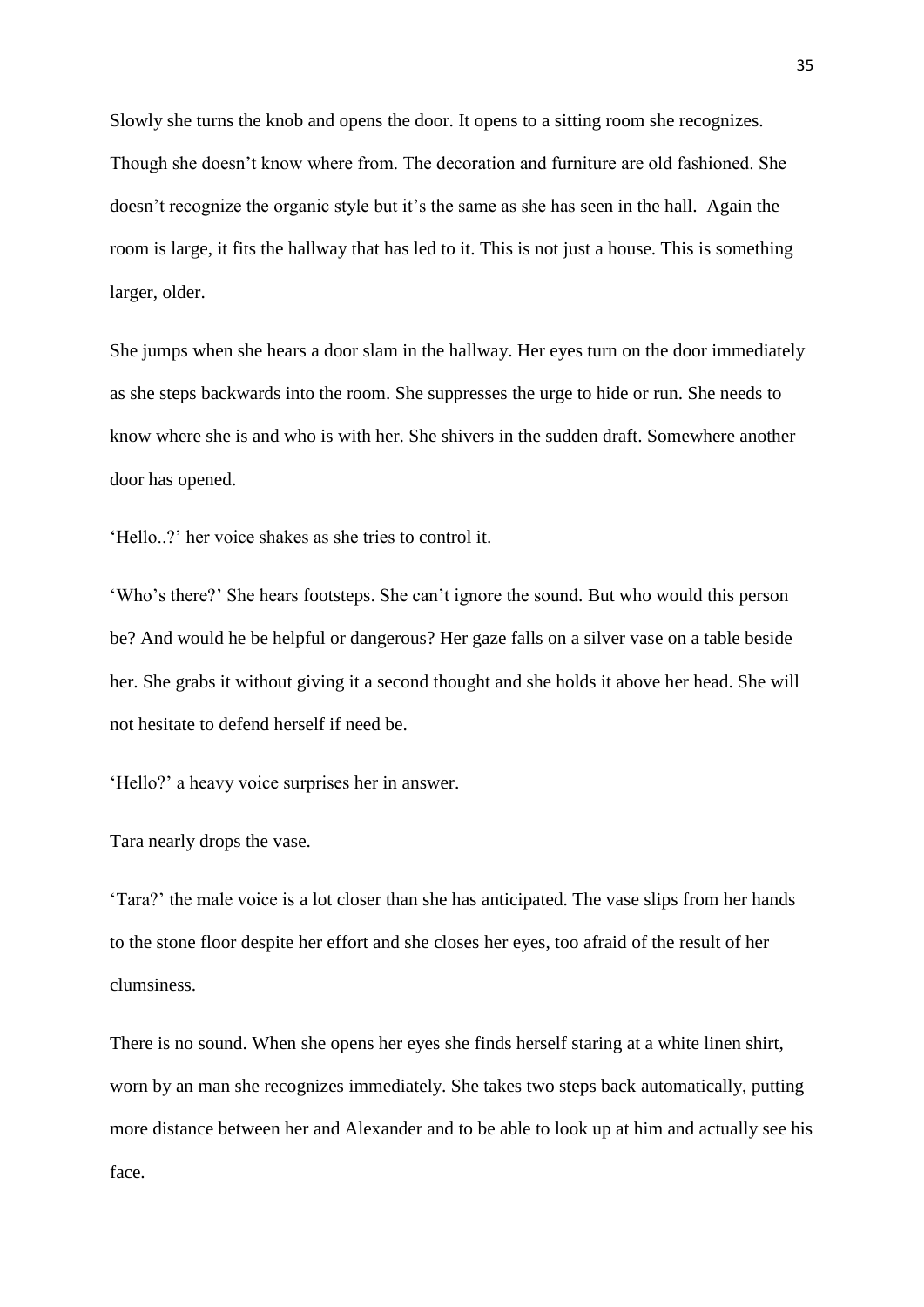Slowly she turns the knob and opens the door. It opens to a sitting room she recognizes. Though she doesn't know where from. The decoration and furniture are old fashioned. She doesn't recognize the organic style but it's the same as she has seen in the hall.  Again the room is large, it fits the hallway that has led to it. This is not just a house. This is something larger, older.

She jumps when she hears a door slam in the hallway. Her eyes turn on the door immediately as she steps backwards into the room. She suppresses the urge to hide or run. She needs to know where she is and who is with her. She shivers in the sudden draft. Somewhere another door has opened.

'Hello..?' her voice shakes as she tries to control it.

'Who's there?' She hears footsteps. She can't ignore the sound. But who would this person be? And would he be helpful or dangerous? Her gaze falls on a silver vase on a table beside her. She grabs it without giving it a second thought and she holds it above her head. She will not hesitate to defend herself if need be.

'Hello?' a heavy voice surprises her in answer.

Tara nearly drops the vase.

'Tara?' the male voice is a lot closer than she has anticipated. The vase slips from her hands to the stone floor despite her effort and she closes her eyes, too afraid of the result of her clumsiness.

There is no sound. When she opens her eyes she finds herself staring at a white linen shirt, worn by an man she recognizes immediately. She takes two steps back automatically, putting more distance between her and Alexander and to be able to look up at him and actually see his face.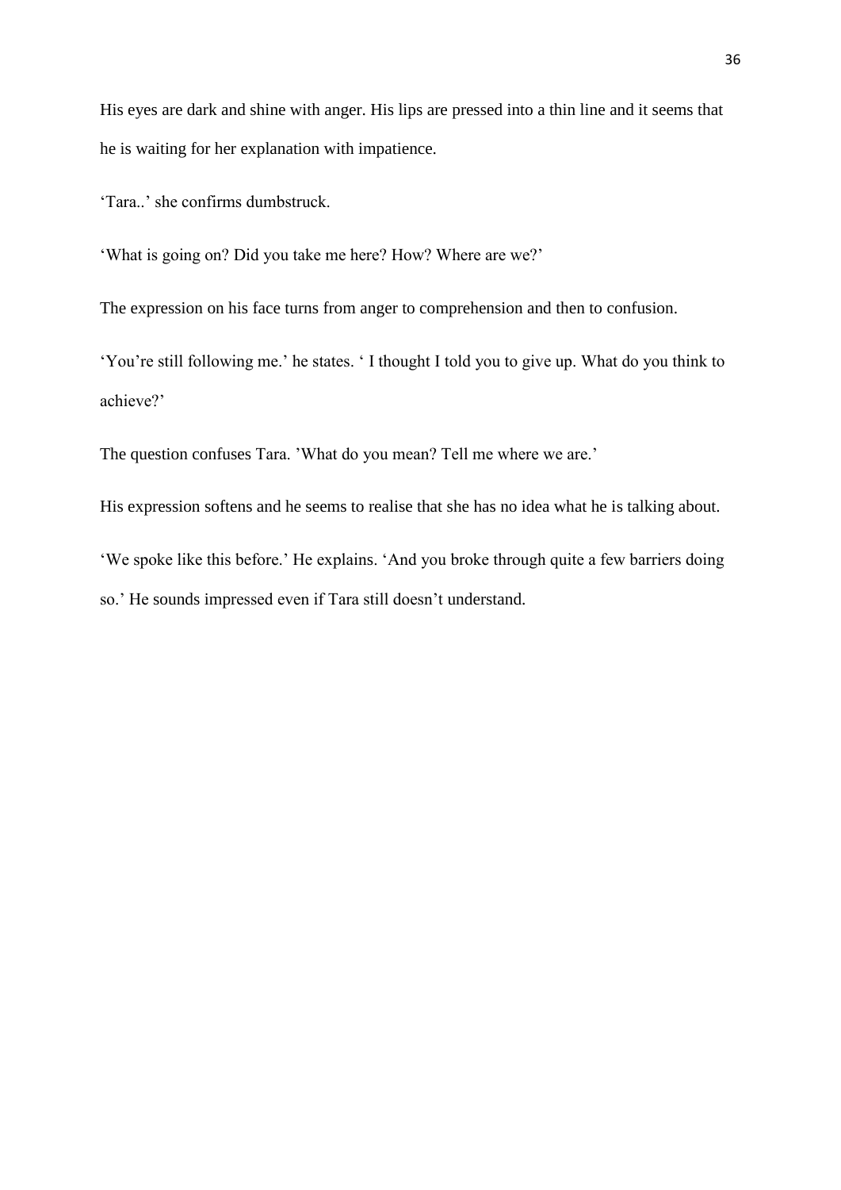His eyes are dark and shine with anger. His lips are pressed into a thin line and it seems that he is waiting for her explanation with impatience.

'Tara..' she confirms dumbstruck.

'What is going on? Did you take me here? How? Where are we?'

The expression on his face turns from anger to comprehension and then to confusion.

'You're still following me.' he states. ' I thought I told you to give up. What do you think to achieve?'

The question confuses Tara. 'What do you mean? Tell me where we are.'

His expression softens and he seems to realise that she has no idea what he is talking about.

'We spoke like this before.' He explains. 'And you broke through quite a few barriers doing so.' He sounds impressed even if Tara still doesn't understand.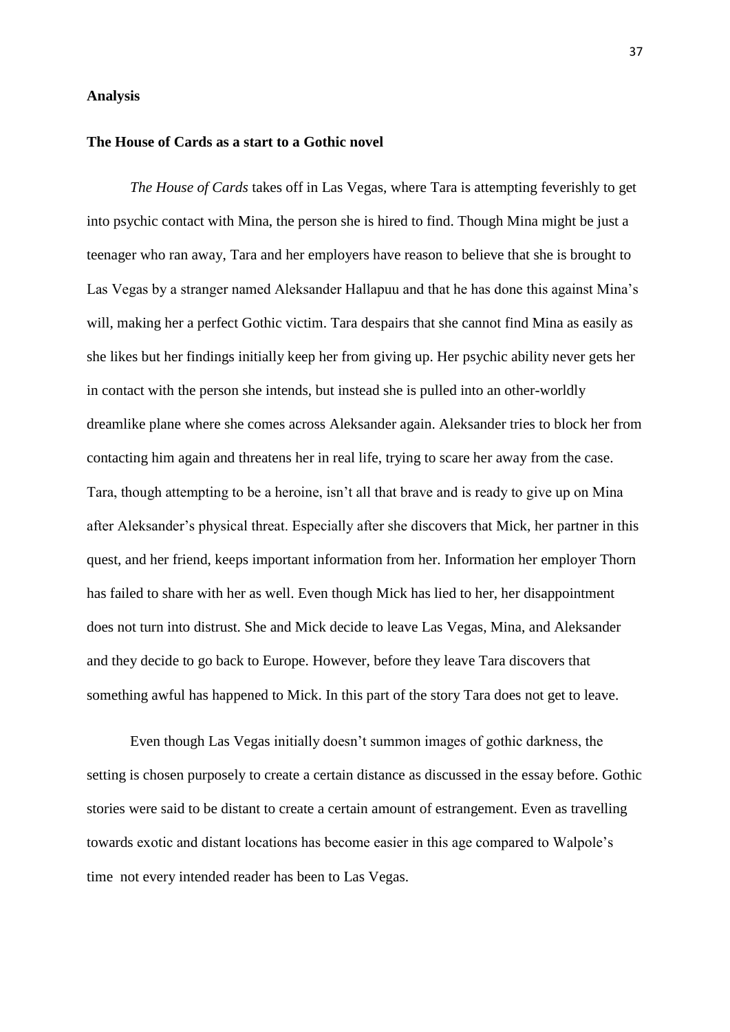## Analysis

### The House of Cards as a start to a Gothic novel

*The House of Cards* takes off in Las Vegas, where Tara is attempting feverishly to get into psychic contact with Mina, the person she is hired to find. Though Mina might be just a teenager who ran away, Tara and her employers have reason to believe that she is brought to Las Vegas by a stranger named Aleksander Hallapuu and that he has done this against Mina's will, making her a perfect Gothic victim. Tara despairs that she cannot find Mina as easily as she likes but her findings initially keep her from giving up. Her psychic ability never gets her in contact with the person she intends, but instead she is pulled into an other-worldly dreamlike plane where she comes across Aleksander again. Aleksander tries to block her from contacting him again and threatens her in real life, trying to scare her away from the case. Tara, though attempting to be a heroine, isn't all that brave and is ready to give up on Mina after Aleksander's physical threat. Especially after she discovers that Mick, her partner in this quest, and her friend, keeps important information from her. Information her employer Thorn has failed to share with her as well. Even though Mick has lied to her, her disappointment does not turn into distrust. She and Mick decide to leave Las Vegas, Mina, and Aleksander and they decide to go back to Europe. However, before they leave Tara discovers that something awful has happened to Mick. In this part of the story Tara does not get to leave.

Even though Las Vegas initially doesn't summon images of gothic darkness, the setting is chosen purposely to create a certain distance as discussed in the essay before. Gothic stories were said to be distant to create a certain amount of estrangement. Even as travelling towards exotic and distant locations has become easier in this age compared to Walpole's time not every intended reader has been to Las Vegas.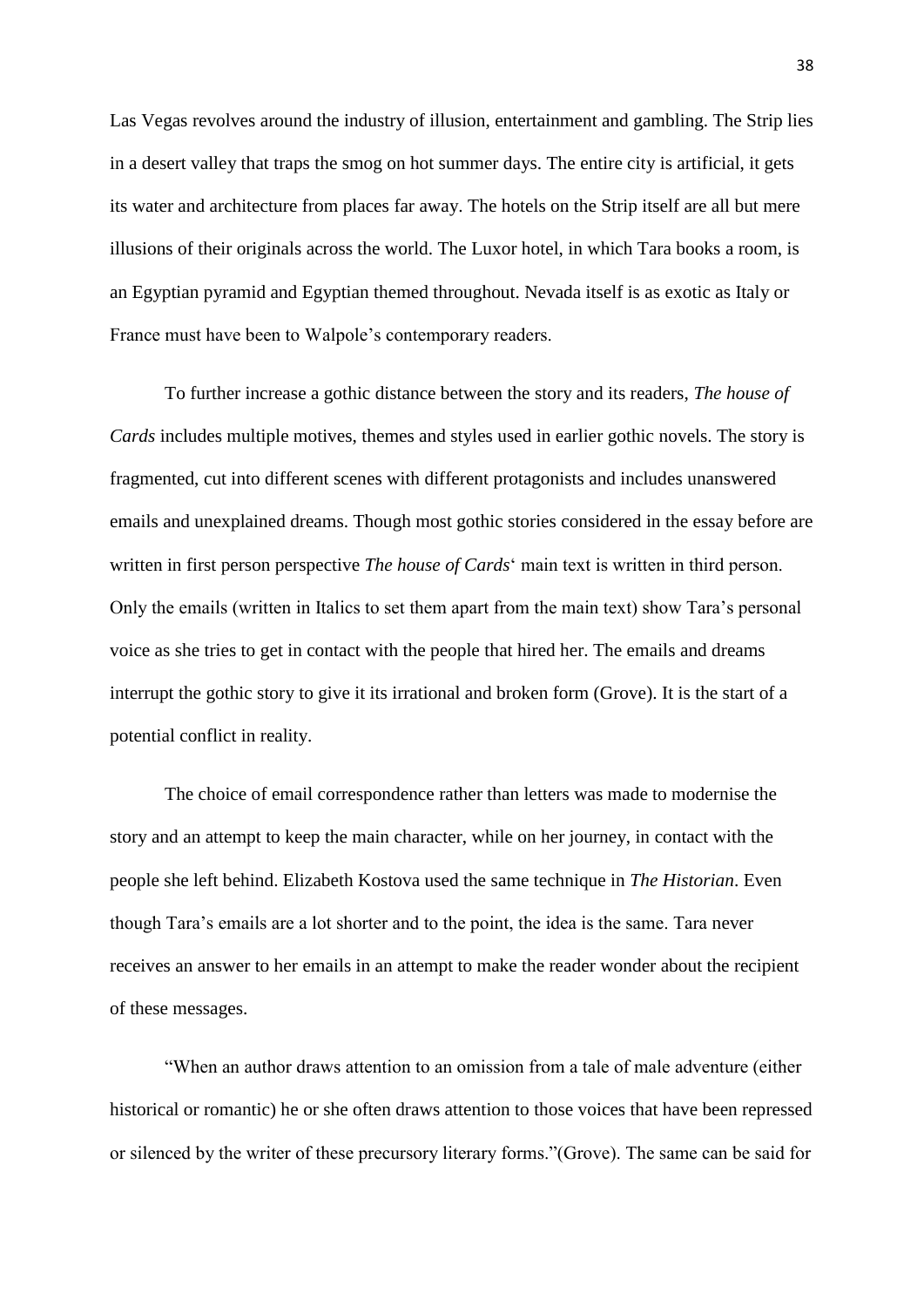Las Vegas revolves around the industry of illusion, entertainment and gambling. The Strip lies in a desert valley that traps the smog on hot summer days. The entire city is artificial, it gets its water and architecture from places far away. The hotels on the Strip itself are all but mere illusions of their originals across the world. The Luxor hotel, in which Tara books a room, is an Egyptian pyramid and Egyptian themed throughout. Nevada itself is as exotic as Italy or France must have been to Walpole's contemporary readers.

To further increase a gothic distance between the story and its readers, *The house of Cards* includes multiple motives, themes and styles used in earlier gothic novels. The story is fragmented, cut into different scenes with different protagonists and includes unanswered emails and unexplained dreams. Though most gothic stories considered in the essay before are written in first person perspective *The house of Cards*' main text is written in third person. Only the emails (written in Italics to set them apart from the main text) show Tara's personal voice as she tries to get in contact with the people that hired her. The emails and dreams interrupt the gothic story to give it its irrational and broken form (Grove). It is the start of a potential conflict in reality.

The choice of email correspondence rather than letters was made to modernise the story and an attempt to keep the main character, while on her journey, in contact with the people she left behind. Elizabeth Kostova used the same technique in *The Historian*. Even though Tara's emails are a lot shorter and to the point, the idea is the same. Tara never receives an answer to her emails in an attempt to make the reader wonder about the recipient of these messages.

"When an author draws attention to an omission from a tale of male adventure (either historical or romantic) he or she often draws attention to those voices that have been repressed or silenced by the writer of these precursory literary forms."(Grove). The same can be said for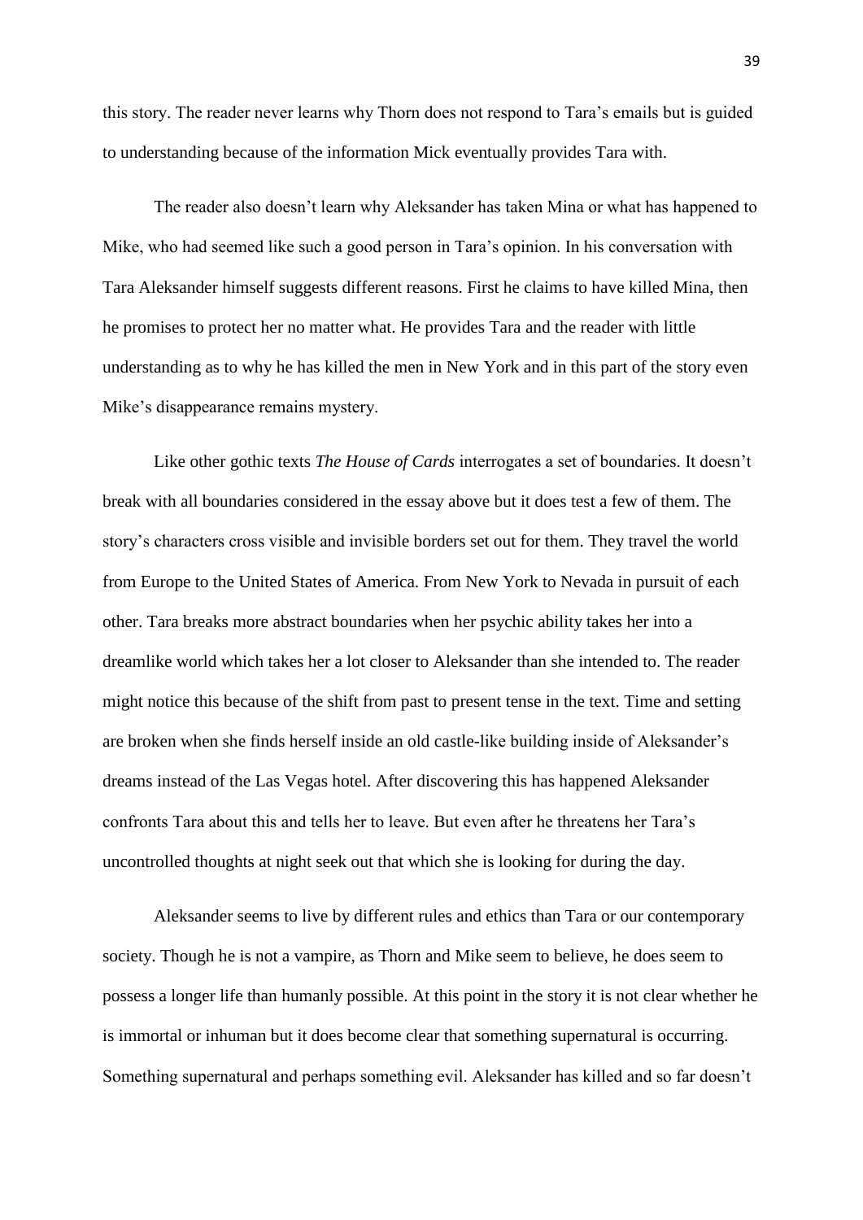this story. The reader never learns why Thorn does not respond to Tara's emails but is guided to understanding because of the information Mick eventually provides Tara with.

The reader also doesn't learn why Aleksander has taken Mina or what has happened to Mike, who had seemed like such a good person in Tara's opinion. In his conversation with Tara Aleksander himself suggests different reasons. First he claims to have killed Mina, then he promises to protect her no matter what. He provides Tara and the reader with little understanding as to why he has killed the men in New York and in this part of the story even Mike's disappearance remains mystery.

Like other gothic texts *The House of Cards* interrogates a set of boundaries. It doesn't break with all boundaries considered in the essay above but it does test a few of them. The story's characters cross visible and invisible borders set out for them. They travel the world from Europe to the United States of America. From New York to Nevada in pursuit of each other. Tara breaks more abstract boundaries when her psychic ability takes her into a dreamlike world which takes her a lot closer to Aleksander than she intended to. The reader might notice this because of the shift from past to present tense in the text. Time and setting are broken when she finds herself inside an old castle-like building inside of Aleksander's dreams instead of the Las Vegas hotel. After discovering this has happened Aleksander confronts Tara about this and tells her to leave. But even after he threatens her Tara's uncontrolled thoughts at night seek out that which she is looking for during the day.

Aleksander seems to live by different rules and ethics than Tara or our contemporary society. Though he is not a vampire, as Thorn and Mike seem to believe, he does seem to possess a longer life than humanly possible. At this point in the story it is not clear whether he is immortal or inhuman but it does become clear that something supernatural is occurring. Something supernatural and perhaps something evil. Aleksander has killed and so far doesn't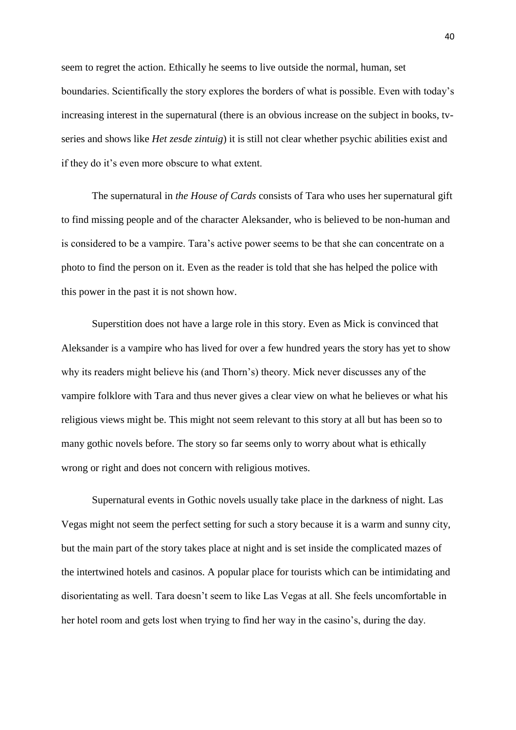seem to regret the action. Ethically he seems to live outside the normal, human, set boundaries. Scientifically the story explores the borders of what is possible. Even with today's increasing interest in the supernatural (there is an obvious increase on the subject in books, tv-series and shows like *Het zesde zintuig*) it is still not clear whether psychic abilities exist and if they do it's even more obscure to what extent.

The supernatural in *the House of Cards* consists of Tara who uses her supernatural gift to find missing people and of the character Aleksander, who is believed to be non-human and is considered to be a vampire. Tara's active power seems to be that she can concentrate on a photo to find the person on it. Even as the reader is told that she has helped the police with this power in the past it is not shown how.

Superstition does not have a large role in this story. Even as Mick is convinced that Aleksander is a vampire who has lived for over a few hundred years the story has yet to show why its readers might believe his (and Thorn's) theory. Mick never discusses any of the vampire folklore with Tara and thus never gives a clear view on what he believes or what his religious views might be. This might not seem relevant to this story at all but has been so to many gothic novels before. The story so far seems only to worry about what is ethically wrong or right and does not concern with religious motives.

Supernatural events in Gothic novels usually take place in the darkness of night. Las Vegas might not seem the perfect setting for such a story because it is a warm and sunny city, but the main part of the story takes place at night and is set inside the complicated mazes of the intertwined hotels and casinos. A popular place for tourists which can be intimidating and disorientating as well. Tara doesn't seem to like Las Vegas at all. She feels uncomfortable in her hotel room and gets lost when trying to find her way in the casino's, during the day.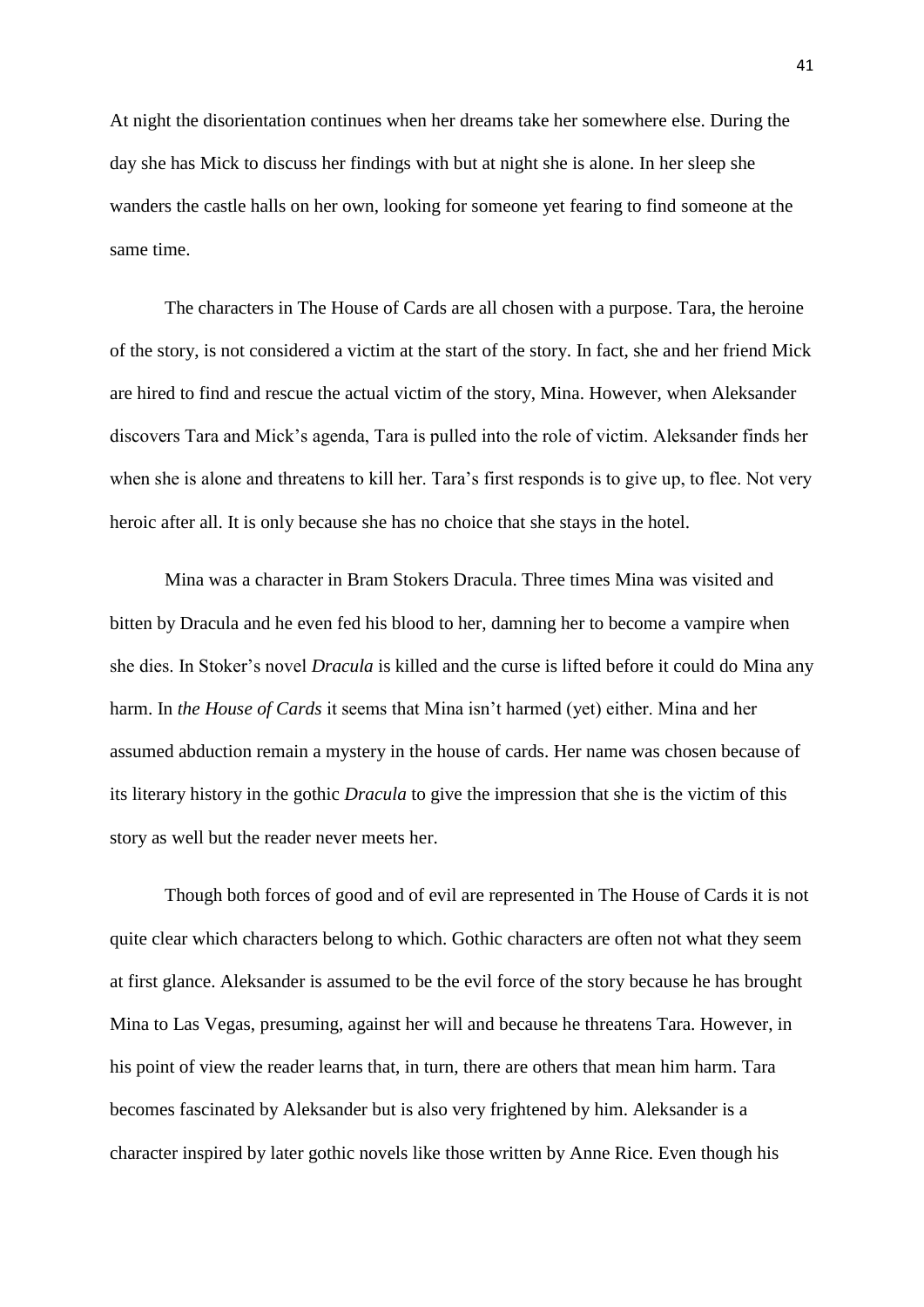At night the disorientation continues when her dreams take her somewhere else. During the day she has Mick to discuss her findings with but at night she is alone. In her sleep she wanders the castle halls on her own, looking for someone yet fearing to find someone at the same time.

The characters in The House of Cards are all chosen with a purpose. Tara, the heroine of the story, is not considered a victim at the start of the story. In fact, she and her friend Mick are hired to find and rescue the actual victim of the story, Mina. However, when Aleksander discovers Tara and Mick's agenda, Tara is pulled into the role of victim. Aleksander finds her when she is alone and threatens to kill her. Tara's first responds is to give up, to flee. Not very heroic after all. It is only because she has no choice that she stays in the hotel.

Mina was a character in Bram Stokers Dracula. Three times Mina was visited and bitten by Dracula and he even fed his blood to her, damning her to become a vampire when she dies. In Stoker's novel *Dracula* is killed and the curse is lifted before it could do Mina any harm. In *the House of Cards* it seems that Mina isn't harmed (yet) either. Mina and her assumed abduction remain a mystery in the house of cards. Her name was chosen because of its literary history in the gothic *Dracula* to give the impression that she is the victim of this story as well but the reader never meets her.

Though both forces of good and of evil are represented in The House of Cards it is not quite clear which characters belong to which. Gothic characters are often not what they seem at first glance. Aleksander is assumed to be the evil force of the story because he has brought Mina to Las Vegas, presuming, against her will and because he threatens Tara. However, in his point of view the reader learns that, in turn, there are others that mean him harm. Tara becomes fascinated by Aleksander but is also very frightened by him. Aleksander is a character inspired by later gothic novels like those written by Anne Rice. Even though his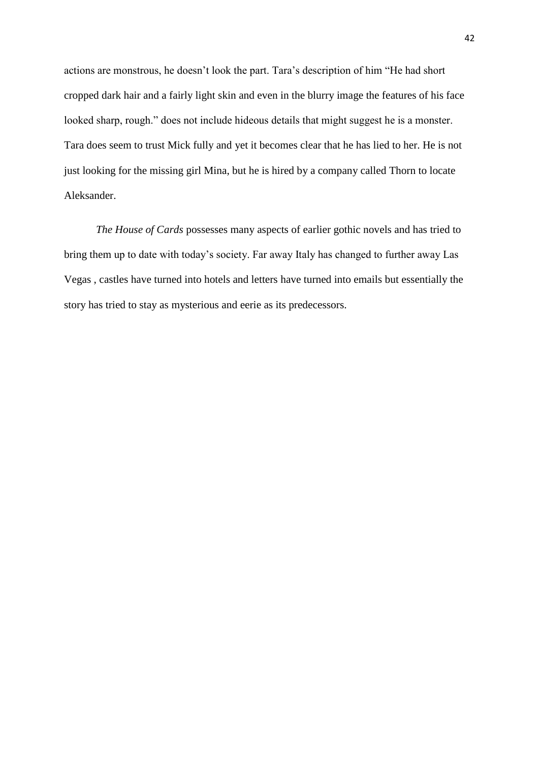actions are monstrous, he doesn't look the part. Tara's description of him "He had short cropped dark hair and a fairly light skin and even in the blurry image the features of his face looked sharp, rough." does not include hideous details that might suggest he is a monster. Tara does seem to trust Mick fully and yet it becomes clear that he has lied to her. He is not just looking for the missing girl Mina, but he is hired by a company called Thorn to locate Aleksander.

*The House of Cards* possesses many aspects of earlier gothic novels and has tried to bring them up to date with today's society. Far away Italy has changed to further away Las Vegas , castles have turned into hotels and letters have turned into emails but essentially the story has tried to stay as mysterious and eerie as its predecessors.